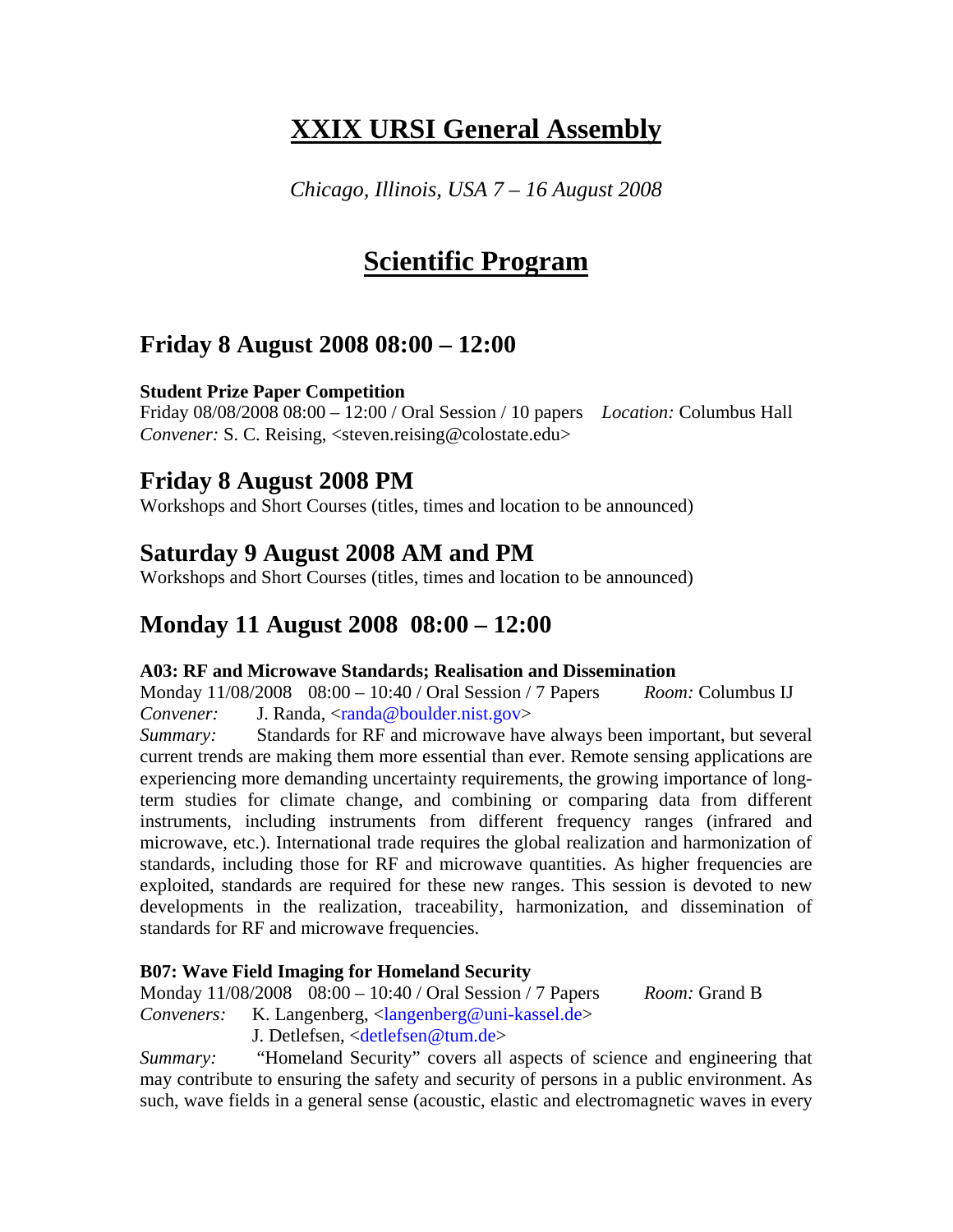# XXIX URSI General Assembly

*Chicago, Illinois, USA 7 – 16 August 2008*

# Scientific Program

## Friday 8 August 2008 08:00 – 12:00

**Student Prize Paper Competition**
Friday 08/08/2008 08:00 – 12:00 / Oral Session / 10 papers *Location:* Columbus Hall
*Convener:* S. C. Reising, <steven.reising@colostate.edu>

## Friday 8 August 2008 PM

Workshops and Short Courses (titles, times and location to be announced)

## Saturday 9 August 2008 AM and PM

Workshops and Short Courses (titles, times and location to be announced)

## Monday 11 August 2008 08:00 – 12:00

**A03: RF and Microwave Standards; Realisation and Dissemination**
Monday 11/08/2008 08:00 – 10:40 / Oral Session / 7 Papers *Room:* Columbus IJ
*Convener:* J. Randa, <randa@boulder.nist.gov>
*Summary:* Standards for RF and microwave have always been important, but several current trends are making them more essential than ever. Remote sensing applications are experiencing more demanding uncertainty requirements, the growing importance of long-term studies for climate change, and combining or comparing data from different instruments, including instruments from different frequency ranges (infrared and microwave, etc.). International trade requires the global realization and harmonization of standards, including those for RF and microwave quantities. As higher frequencies are exploited, standards are required for these new ranges. This session is devoted to new developments in the realization, traceability, harmonization, and dissemination of standards for RF and microwave frequencies.

**B07: Wave Field Imaging for Homeland Security**
Monday 11/08/2008 08:00 – 10:40 / Oral Session / 7 Papers *Room:* Grand B
*Conveners:* K. Langenberg, <langenberg@uni-kassel.de>
J. Detlefsen, <detlefsen@tum.de>
*Summary:* "Homeland Security" covers all aspects of science and engineering that may contribute to ensuring the safety and security of persons in a public environment. As such, wave fields in a general sense (acoustic, elastic and electromagnetic waves in every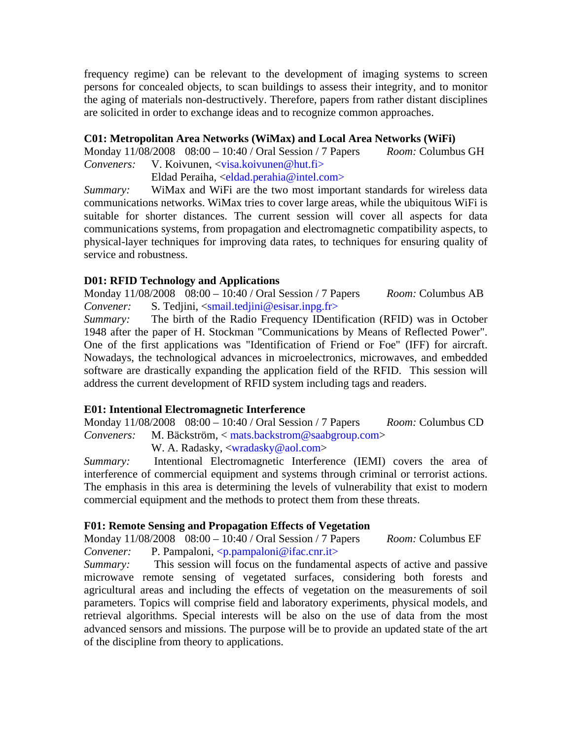frequency regime) can be relevant to the development of imaging systems to screen persons for concealed objects, to scan buildings to assess their integrity, and to monitor the aging of materials non-destructively. Therefore, papers from rather distant disciplines are solicited in order to exchange ideas and to recognize common approaches.

**C01: Metropolitan Area Networks (WiMax) and Local Area Networks (WiFi)**

Monday 11/08/2008 08:00 – 10:40 / Oral Session / 7 Papers *Room:* Columbus GH

*Conveners:* V. Koivunen, <visa.koivunen@hut.fi>
Eldad Peraiha, <eldad.perahia@intel.com>

*Summary:* WiMax and WiFi are the two most important standards for wireless data communications networks. WiMax tries to cover large areas, while the ubiquitous WiFi is suitable for shorter distances. The current session will cover all aspects for data communications systems, from propagation and electromagnetic compatibility aspects, to physical-layer techniques for improving data rates, to techniques for ensuring quality of service and robustness.

**D01: RFID Technology and Applications**

Monday 11/08/2008 08:00 – 10:40 / Oral Session / 7 Papers *Room:* Columbus AB

*Convener:* S. Tedjini, <smail.tedjini@esisar.inpg.fr>

*Summary:* The birth of the Radio Frequency IDentification (RFID) was in October 1948 after the paper of H. Stockman "Communications by Means of Reflected Power". One of the first applications was "Identification of Friend or Foe" (IFF) for aircraft. Nowadays, the technological advances in microelectronics, microwaves, and embedded software are drastically expanding the application field of the RFID. This session will address the current development of RFID system including tags and readers.

**E01: Intentional Electromagnetic Interference**

Monday 11/08/2008 08:00 – 10:40 / Oral Session / 7 Papers *Room:* Columbus CD

*Conveners:* M. Bäckström, < mats.backstrom@saabgroup.com>
W. A. Radasky, <wradasky@aol.com>

*Summary:* Intentional Electromagnetic Interference (IEMI) covers the area of interference of commercial equipment and systems through criminal or terrorist actions. The emphasis in this area is determining the levels of vulnerability that exist to modern commercial equipment and the methods to protect them from these threats.

**F01: Remote Sensing and Propagation Effects of Vegetation**

Monday 11/08/2008 08:00 – 10:40 / Oral Session / 7 Papers *Room:* Columbus EF

*Convener:* P. Pampaloni, <p.pampaloni@ifac.cnr.it>

*Summary:* This session will focus on the fundamental aspects of active and passive microwave remote sensing of vegetated surfaces, considering both forests and agricultural areas and including the effects of vegetation on the measurements of soil parameters. Topics will comprise field and laboratory experiments, physical models, and retrieval algorithms. Special interests will be also on the use of data from the most advanced sensors and missions. The purpose will be to provide an updated state of the art of the discipline from theory to applications.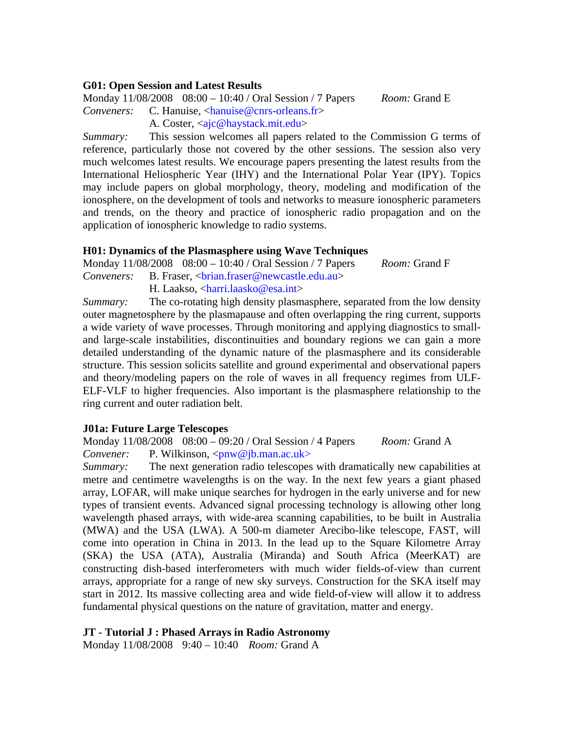**G01: Open Session and Latest Results**

Monday 11/08/2008 08:00 – 10:40 / Oral Session / 7 Papers *Room:* Grand E

*Conveners:* C. Hanuise, <hanuise@cnrs-orleans.fr>
A. Coster, <ajc@haystack.mit.edu>

*Summary:* This session welcomes all papers related to the Commission G terms of reference, particularly those not covered by the other sessions. The session also very much welcomes latest results. We encourage papers presenting the latest results from the International Heliospheric Year (IHY) and the International Polar Year (IPY). Topics may include papers on global morphology, theory, modeling and modification of the ionosphere, on the development of tools and networks to measure ionospheric parameters and trends, on the theory and practice of ionospheric radio propagation and on the application of ionospheric knowledge to radio systems.

**H01: Dynamics of the Plasmasphere using Wave Techniques**

Monday 11/08/2008 08:00 – 10:40 / Oral Session / 7 Papers *Room:* Grand F

*Conveners:* B. Fraser, <brian.fraser@newcastle.edu.au>
H. Laakso, <harri.laasko@esa.int>

*Summary:* The co-rotating high density plasmasphere, separated from the low density outer magnetosphere by the plasmapause and often overlapping the ring current, supports a wide variety of wave processes. Through monitoring and applying diagnostics to small- and large-scale instabilities, discontinuities and boundary regions we can gain a more detailed understanding of the dynamic nature of the plasmasphere and its considerable structure. This session solicits satellite and ground experimental and observational papers and theory/modeling papers on the role of waves in all frequency regimes from ULF-ELF-VLF to higher frequencies. Also important is the plasmasphere relationship to the ring current and outer radiation belt.

**J01a: Future Large Telescopes**

Monday 11/08/2008 08:00 – 09:20 / Oral Session / 4 Papers *Room:* Grand A

*Convener:* P. Wilkinson, <pnw@jb.man.ac.uk>

*Summary:* The next generation radio telescopes with dramatically new capabilities at metre and centimetre wavelengths is on the way. In the next few years a giant phased array, LOFAR, will make unique searches for hydrogen in the early universe and for new types of transient events. Advanced signal processing technology is allowing other long wavelength phased arrays, with wide-area scanning capabilities, to be built in Australia (MWA) and the USA (LWA). A 500-m diameter Arecibo-like telescope, FAST, will come into operation in China in 2013. In the lead up to the Square Kilometre Array (SKA) the USA (ATA), Australia (Miranda) and South Africa (MeerKAT) are constructing dish-based interferometers with much wider fields-of-view than current arrays, appropriate for a range of new sky surveys. Construction for the SKA itself may start in 2012. Its massive collecting area and wide field-of-view will allow it to address fundamental physical questions on the nature of gravitation, matter and energy.

**JT - Tutorial J : Phased Arrays in Radio Astronomy**

Monday 11/08/2008 9:40 – 10:40 *Room:* Grand A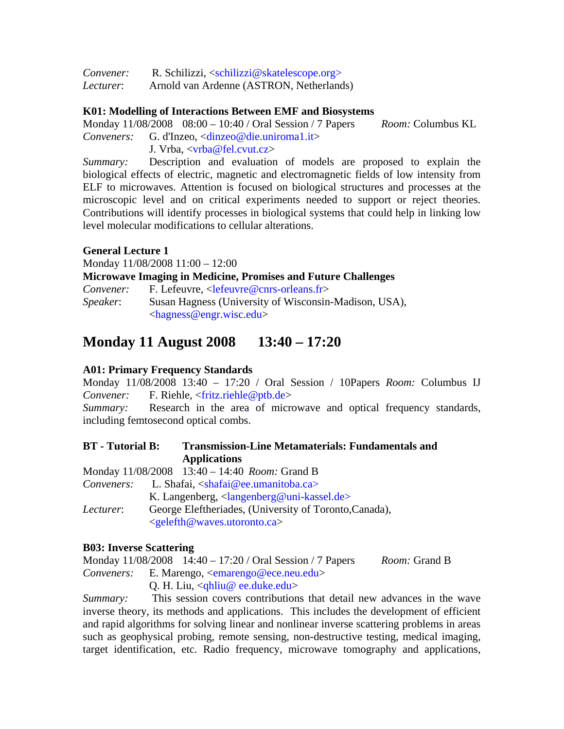*Convener:* R. Schilizzi, <schilizzi@skatelescope.org>
*Lecturer*: Arnold van Ardenne (ASTRON, Netherlands)

**K01: Modelling of Interactions Between EMF and Biosystems**
Monday 11/08/2008 08:00 – 10:40 / Oral Session / 7 Papers *Room:* Columbus KL
*Conveners:* G. d'Inzeo, <dinzeo@die.uniroma1.it>
J. Vrba, <vrba@fel.cvut.cz>
*Summary:* Description and evaluation of models are proposed to explain the biological effects of electric, magnetic and electromagnetic fields of low intensity from ELF to microwaves. Attention is focused on biological structures and processes at the microscopic level and on critical experiments needed to support or reject theories. Contributions will identify processes in biological systems that could help in linking low level molecular modifications to cellular alterations.

**General Lecture 1**
Monday 11/08/2008 11:00 – 12:00
**Microwave Imaging in Medicine, Promises and Future Challenges**
*Convener:* F. Lefeuvre, <lefeuvre@cnrs-orleans.fr>
*Speaker*: Susan Hagness (University of Wisconsin-Madison, USA), <hagness@engr.wisc.edu>

## Monday 11 August 2008 13:40 – 17:20

**A01: Primary Frequency Standards**
Monday 11/08/2008 13:40 – 17:20 / Oral Session / 10Papers *Room:* Columbus IJ
*Convener:* F. Riehle, <fritz.riehle@ptb.de>
*Summary:* Research in the area of microwave and optical frequency standards, including femtosecond optical combs.

**BT - Tutorial B: Transmission-Line Metamaterials: Fundamentals and Applications**
Monday 11/08/2008 13:40 – 14:40 *Room:* Grand B
*Conveners:* L. Shafai, <shafai@ee.umanitoba.ca>
K. Langenberg, <langenberg@uni-kassel.de>
*Lecturer*: George Eleftheriades, (University of Toronto,Canada), <gelefth@waves.utoronto.ca>

**B03: Inverse Scattering**
Monday 11/08/2008 14:40 – 17:20 / Oral Session / 7 Papers *Room:* Grand B
*Conveners:* E. Marengo, <emarengo@ece.neu.edu>
Q. H. Liu, <qhliu@ ee.duke.edu>
*Summary:* This session covers contributions that detail new advances in the wave inverse theory, its methods and applications. This includes the development of efficient and rapid algorithms for solving linear and nonlinear inverse scattering problems in areas such as geophysical probing, remote sensing, non-destructive testing, medical imaging, target identification, etc. Radio frequency, microwave tomography and applications,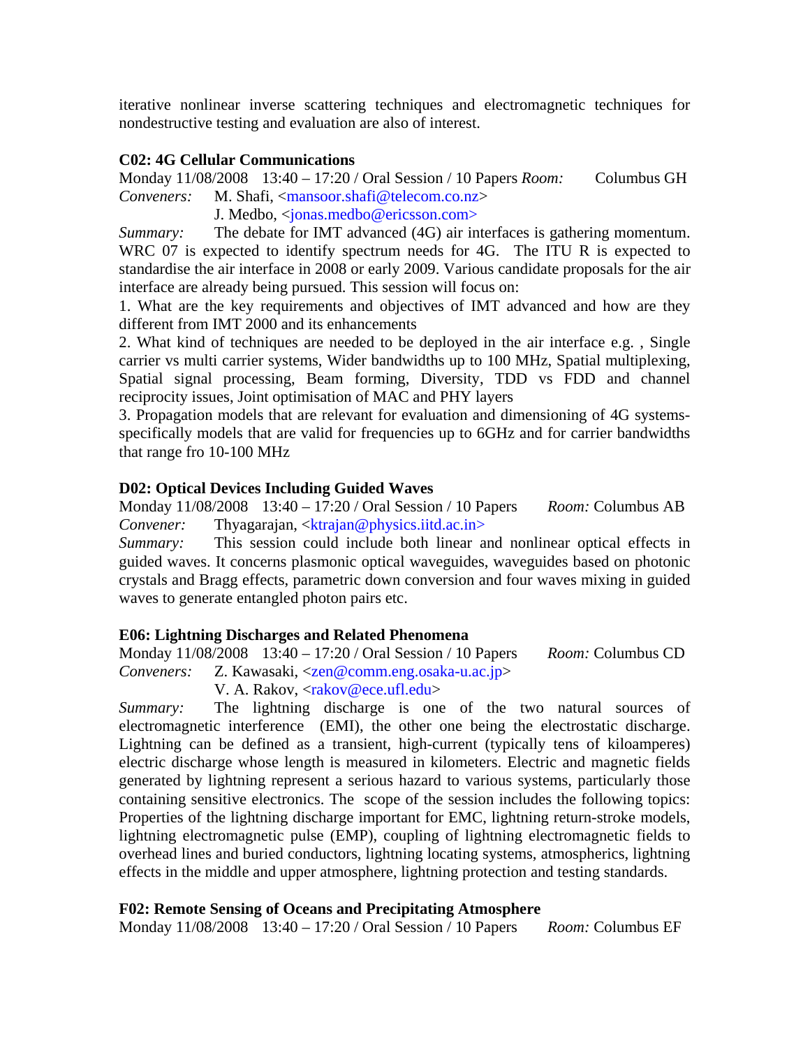iterative nonlinear inverse scattering techniques and electromagnetic techniques for nondestructive testing and evaluation are also of interest.

**C02: 4G Cellular Communications**

Monday 11/08/2008 13:40 – 17:20 / Oral Session / 10 Papers *Room:* Columbus GH

*Conveners:* M. Shafi, <mansoor.shafi@telecom.co.nz>
J. Medbo, <jonas.medbo@ericsson.com>

*Summary:* The debate for IMT advanced (4G) air interfaces is gathering momentum. WRC 07 is expected to identify spectrum needs for 4G. The ITU R is expected to standardise the air interface in 2008 or early 2009. Various candidate proposals for the air interface are already being pursued. This session will focus on:

1. What are the key requirements and objectives of IMT advanced and how are they different from IMT 2000 and its enhancements
2. What kind of techniques are needed to be deployed in the air interface e.g. , Single carrier vs multi carrier systems, Wider bandwidths up to 100 MHz, Spatial multiplexing, Spatial signal processing, Beam forming, Diversity, TDD vs FDD and channel reciprocity issues, Joint optimisation of MAC and PHY layers
3. Propagation models that are relevant for evaluation and dimensioning of 4G systems- specifically models that are valid for frequencies up to 6GHz and for carrier bandwidths that range fro 10-100 MHz

**D02: Optical Devices Including Guided Waves**

Monday 11/08/2008 13:40 – 17:20 / Oral Session / 10 Papers *Room:* Columbus AB

*Convener:* Thyagarajan, <ktrajan@physics.iitd.ac.in>

*Summary:* This session could include both linear and nonlinear optical effects in guided waves. It concerns plasmonic optical waveguides, waveguides based on photonic crystals and Bragg effects, parametric down conversion and four waves mixing in guided waves to generate entangled photon pairs etc.

**E06: Lightning Discharges and Related Phenomena**

Monday 11/08/2008 13:40 – 17:20 / Oral Session / 10 Papers *Room:* Columbus CD

*Conveners:* Z. Kawasaki, <zen@comm.eng.osaka-u.ac.jp>
V. A. Rakov, <rakov@ece.ufl.edu>

*Summary:* The lightning discharge is one of the two natural sources of electromagnetic interference (EMI), the other one being the electrostatic discharge. Lightning can be defined as a transient, high-current (typically tens of kiloamperes) electric discharge whose length is measured in kilometers. Electric and magnetic fields generated by lightning represent a serious hazard to various systems, particularly those containing sensitive electronics. The scope of the session includes the following topics: Properties of the lightning discharge important for EMC, lightning return-stroke models, lightning electromagnetic pulse (EMP), coupling of lightning electromagnetic fields to overhead lines and buried conductors, lightning locating systems, atmospherics, lightning effects in the middle and upper atmosphere, lightning protection and testing standards.

**F02: Remote Sensing of Oceans and Precipitating Atmosphere**

Monday 11/08/2008 13:40 – 17:20 / Oral Session / 10 Papers *Room:* Columbus EF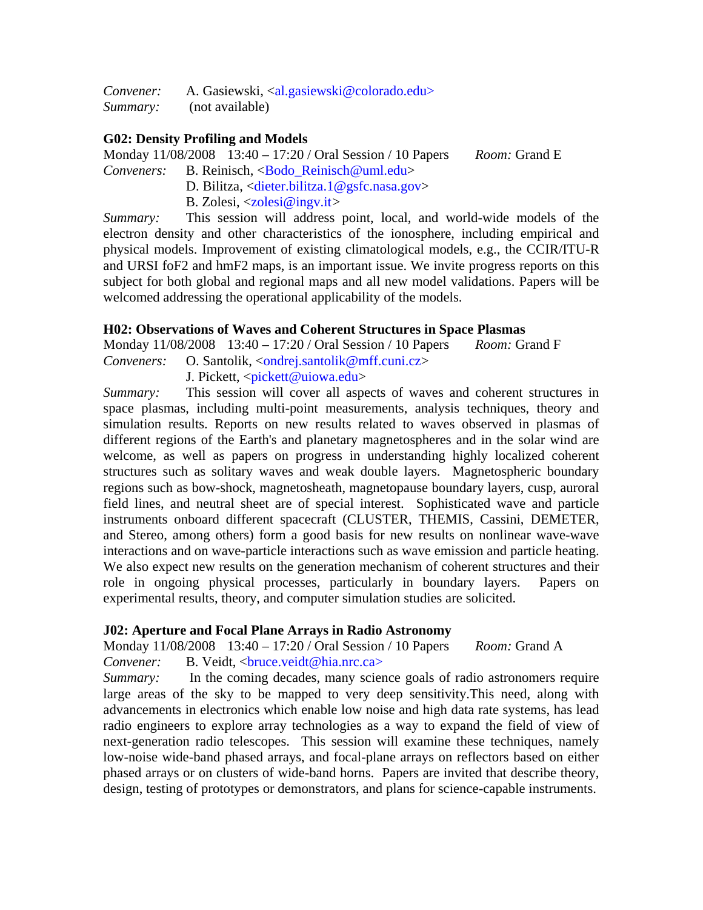*Convener:* A. Gasiewski, <al.gasiewski@colorado.edu>
*Summary:* (not available)

**G02: Density Profiling and Models**
Monday 11/08/2008 13:40 – 17:20 / Oral Session / 10 Papers *Room:* Grand E
*Conveners:* B. Reinisch, <Bodo_Reinisch@uml.edu>
D. Bilitza, <dieter.bilitza.1@gsfc.nasa.gov>
B. Zolesi, <zolesi@ingv.it>
*Summary:* This session will address point, local, and world-wide models of the electron density and other characteristics of the ionosphere, including empirical and physical models. Improvement of existing climatological models, e.g., the CCIR/ITU-R and URSI foF2 and hmF2 maps, is an important issue. We invite progress reports on this subject for both global and regional maps and all new model validations. Papers will be welcomed addressing the operational applicability of the models.

**H02: Observations of Waves and Coherent Structures in Space Plasmas**
Monday 11/08/2008 13:40 – 17:20 / Oral Session / 10 Papers *Room:* Grand F
*Conveners:* O. Santolik, <ondrej.santolik@mff.cuni.cz>
J. Pickett, <pickett@uiowa.edu>
*Summary:* This session will cover all aspects of waves and coherent structures in space plasmas, including multi-point measurements, analysis techniques, theory and simulation results. Reports on new results related to waves observed in plasmas of different regions of the Earth's and planetary magnetospheres and in the solar wind are welcome, as well as papers on progress in understanding highly localized coherent structures such as solitary waves and weak double layers. Magnetospheric boundary regions such as bow-shock, magnetosheath, magnetopause boundary layers, cusp, auroral field lines, and neutral sheet are of special interest. Sophisticated wave and particle instruments onboard different spacecraft (CLUSTER, THEMIS, Cassini, DEMETER, and Stereo, among others) form a good basis for new results on nonlinear wave-wave interactions and on wave-particle interactions such as wave emission and particle heating. We also expect new results on the generation mechanism of coherent structures and their role in ongoing physical processes, particularly in boundary layers. Papers on experimental results, theory, and computer simulation studies are solicited.

**J02: Aperture and Focal Plane Arrays in Radio Astronomy**
Monday 11/08/2008 13:40 – 17:20 / Oral Session / 10 Papers *Room:* Grand A
*Convener:* B. Veidt, <bruce.veidt@hia.nrc.ca>
*Summary:* In the coming decades, many science goals of radio astronomers require large areas of the sky to be mapped to very deep sensitivity.This need, along with advancements in electronics which enable low noise and high data rate systems, has lead radio engineers to explore array technologies as a way to expand the field of view of next-generation radio telescopes. This session will examine these techniques, namely low-noise wide-band phased arrays, and focal-plane arrays on reflectors based on either phased arrays or on clusters of wide-band horns. Papers are invited that describe theory, design, testing of prototypes or demonstrators, and plans for science-capable instruments.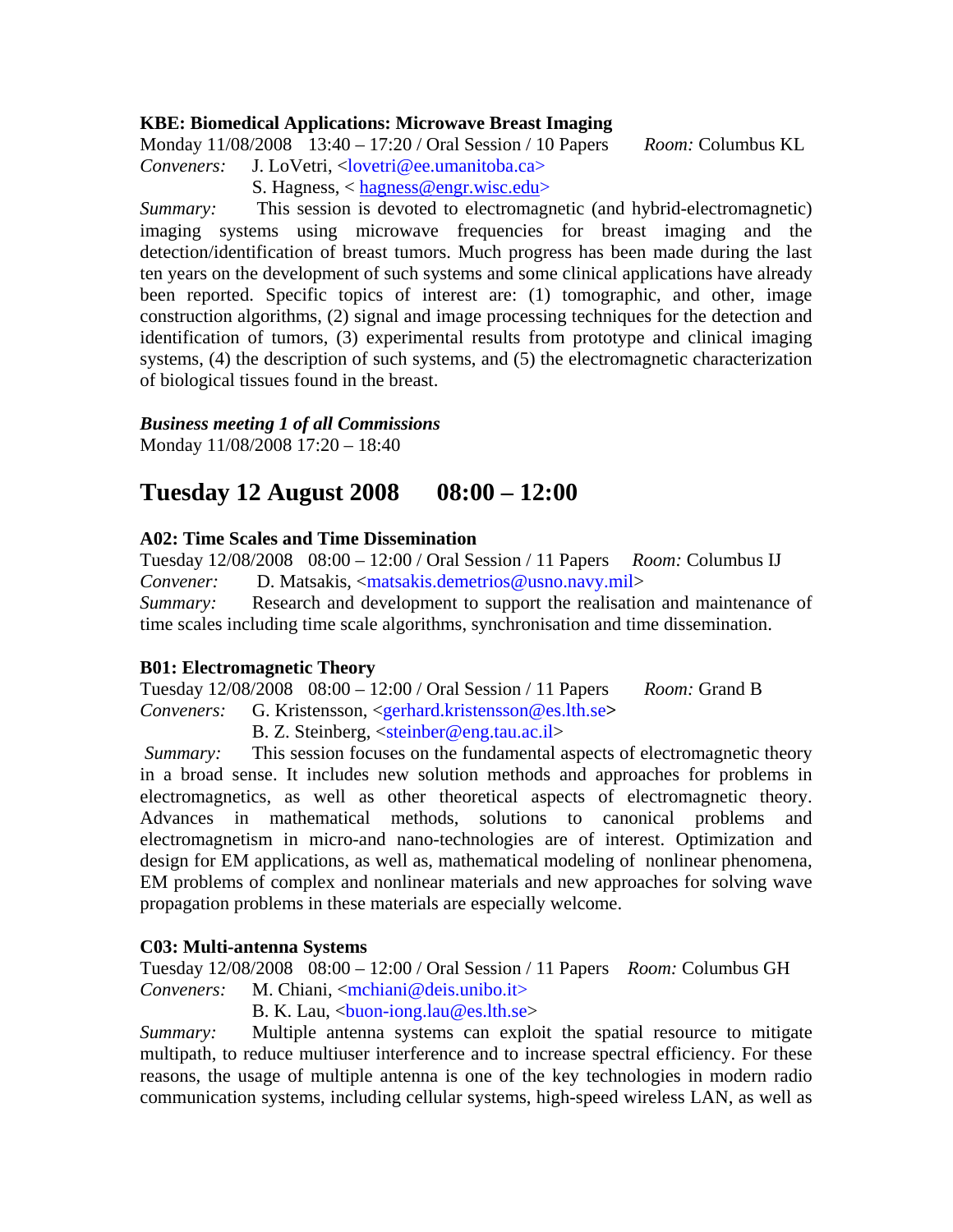**KBE: Biomedical Applications: Microwave Breast Imaging**

Monday 11/08/2008 13:40 – 17:20 / Oral Session / 10 Papers *Room:* Columbus KL

*Conveners:* J. LoVetri, <lovetri@ee.umanitoba.ca>

S. Hagness, < hagness@engr.wisc.edu>

*Summary:* This session is devoted to electromagnetic (and hybrid-electromagnetic) imaging systems using microwave frequencies for breast imaging and the detection/identification of breast tumors. Much progress has been made during the last ten years on the development of such systems and some clinical applications have already been reported. Specific topics of interest are: (1) tomographic, and other, image construction algorithms, (2) signal and image processing techniques for the detection and identification of tumors, (3) experimental results from prototype and clinical imaging systems, (4) the description of such systems, and (5) the electromagnetic characterization of biological tissues found in the breast.

***Business meeting 1 of all Commissions***

Monday 11/08/2008 17:20 – 18:40

## Tuesday 12 August 2008 08:00 – 12:00

**A02: Time Scales and Time Dissemination**

Tuesday 12/08/2008 08:00 – 12:00 / Oral Session / 11 Papers *Room:* Columbus IJ

*Convener:* D. Matsakis, <matsakis.demetrios@usno.navy.mil>

*Summary:* Research and development to support the realisation and maintenance of time scales including time scale algorithms, synchronisation and time dissemination.

**B01: Electromagnetic Theory**

Tuesday 12/08/2008 08:00 – 12:00 / Oral Session / 11 Papers *Room:* Grand B

*Conveners:* G. Kristensson, <gerhard.kristensson@es.lth.se>

B. Z. Steinberg, <steinber@eng.tau.ac.il>

*Summary:* This session focuses on the fundamental aspects of electromagnetic theory in a broad sense. It includes new solution methods and approaches for problems in electromagnetics, as well as other theoretical aspects of electromagnetic theory. Advances in mathematical methods, solutions to canonical problems and electromagnetism in micro-and nano-technologies are of interest. Optimization and design for EM applications, as well as, mathematical modeling of nonlinear phenomena, EM problems of complex and nonlinear materials and new approaches for solving wave propagation problems in these materials are especially welcome.

**C03: Multi-antenna Systems**

Tuesday 12/08/2008 08:00 – 12:00 / Oral Session / 11 Papers *Room:* Columbus GH

*Conveners:* M. Chiani, <mchiani@deis.unibo.it>

B. K. Lau, <buon-iong.lau@es.lth.se>

*Summary:* Multiple antenna systems can exploit the spatial resource to mitigate multipath, to reduce multiuser interference and to increase spectral efficiency. For these reasons, the usage of multiple antenna is one of the key technologies in modern radio communication systems, including cellular systems, high-speed wireless LAN, as well as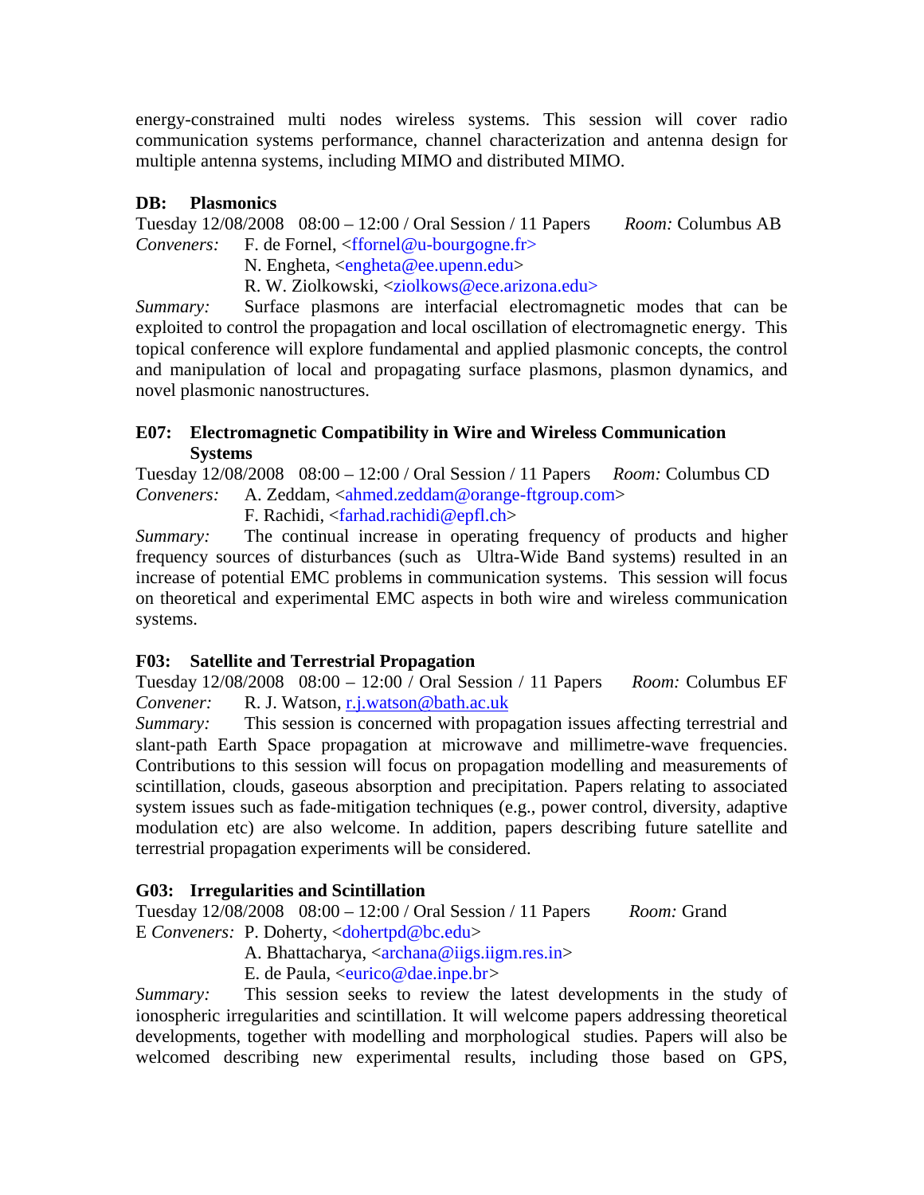energy-constrained multi nodes wireless systems. This session will cover radio communication systems performance, channel characterization and antenna design for multiple antenna systems, including MIMO and distributed MIMO.

**DB: Plasmonics**

Tuesday 12/08/2008 08:00 – 12:00 / Oral Session / 11 Papers *Room:* Columbus AB

*Conveners:* F. de Fornel, <ffornel@u-bourgogne.fr>
N. Engheta, <engheta@ee.upenn.edu>
R. W. Ziolkowski, <ziolkows@ece.arizona.edu>

*Summary:* Surface plasmons are interfacial electromagnetic modes that can be exploited to control the propagation and local oscillation of electromagnetic energy. This topical conference will explore fundamental and applied plasmonic concepts, the control and manipulation of local and propagating surface plasmons, plasmon dynamics, and novel plasmonic nanostructures.

**E07: Electromagnetic Compatibility in Wire and Wireless Communication Systems**

Tuesday 12/08/2008 08:00 – 12:00 / Oral Session / 11 Papers *Room:* Columbus CD

*Conveners:* A. Zeddam, <ahmed.zeddam@orange-ftgroup.com>
F. Rachidi, <farhad.rachidi@epfl.ch>

*Summary:* The continual increase in operating frequency of products and higher frequency sources of disturbances (such as Ultra-Wide Band systems) resulted in an increase of potential EMC problems in communication systems. This session will focus on theoretical and experimental EMC aspects in both wire and wireless communication systems.

**F03: Satellite and Terrestrial Propagation**

Tuesday 12/08/2008 08:00 – 12:00 / Oral Session / 11 Papers *Room:* Columbus EF

*Convener:* R. J. Watson, r.j.watson@bath.ac.uk

*Summary:* This session is concerned with propagation issues affecting terrestrial and slant-path Earth Space propagation at microwave and millimetre-wave frequencies. Contributions to this session will focus on propagation modelling and measurements of scintillation, clouds, gaseous absorption and precipitation. Papers relating to associated system issues such as fade-mitigation techniques (e.g., power control, diversity, adaptive modulation etc) are also welcome. In addition, papers describing future satellite and terrestrial propagation experiments will be considered.

**G03: Irregularities and Scintillation**

Tuesday 12/08/2008 08:00 – 12:00 / Oral Session / 11 Papers *Room:* Grand E

*Conveners:* P. Doherty, <dohertpd@bc.edu>
A. Bhattacharya, <archana@iigs.iigm.res.in>
E. de Paula, <eurico@dae.inpe.br>

*Summary:* This session seeks to review the latest developments in the study of ionospheric irregularities and scintillation. It will welcome papers addressing theoretical developments, together with modelling and morphological studies. Papers will also be welcomed describing new experimental results, including those based on GPS,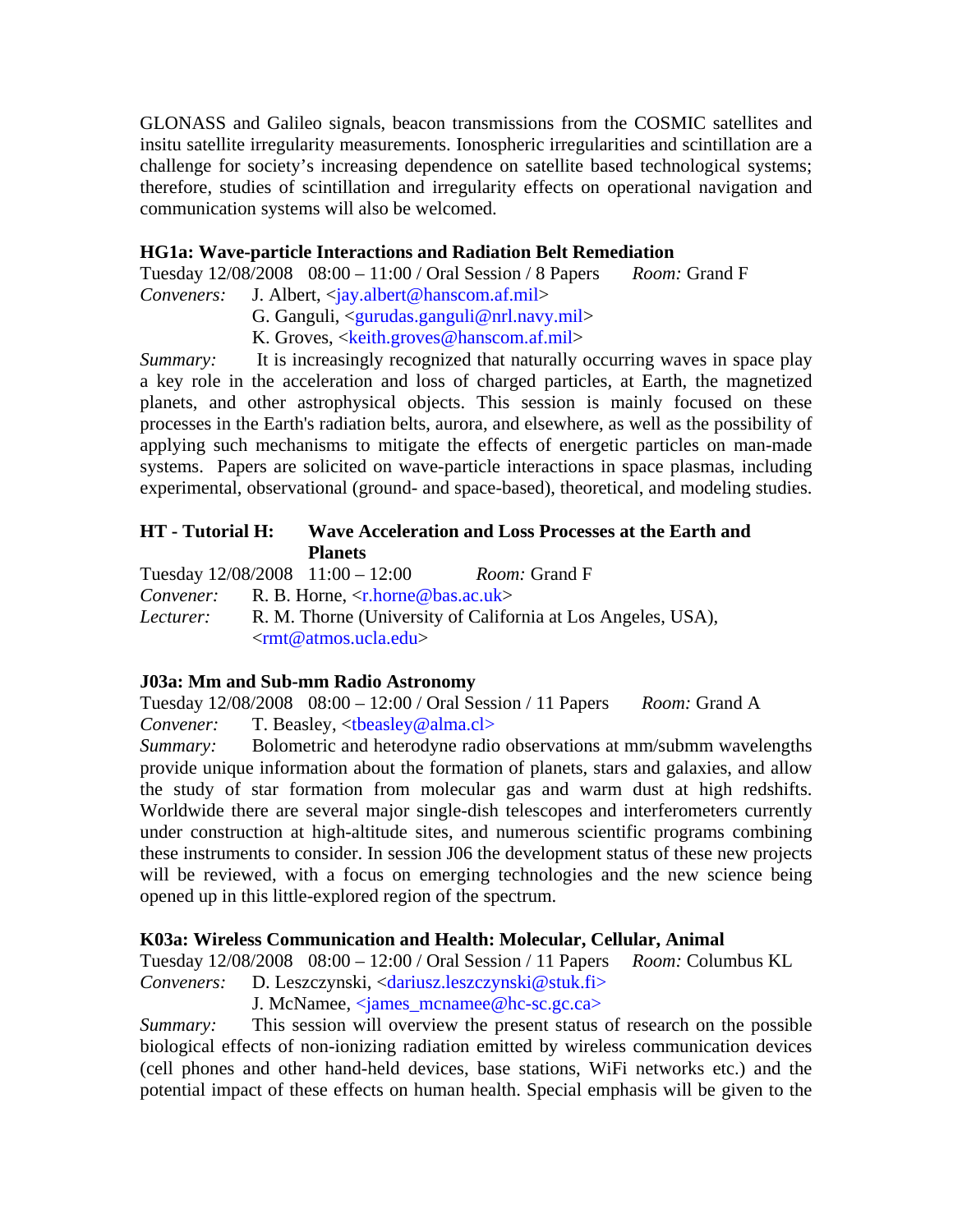GLONASS and Galileo signals, beacon transmissions from the COSMIC satellites and insitu satellite irregularity measurements. Ionospheric irregularities and scintillation are a challenge for society's increasing dependence on satellite based technological systems; therefore, studies of scintillation and irregularity effects on operational navigation and communication systems will also be welcomed.

**HG1a: Wave-particle Interactions and Radiation Belt Remediation**

Tuesday 12/08/2008 08:00 – 11:00 / Oral Session / 8 Papers *Room:* Grand F

*Conveners:* J. Albert, <jay.albert@hanscom.af.mil>
G. Ganguli, <gurudas.ganguli@nrl.navy.mil>
K. Groves, <keith.groves@hanscom.af.mil>

*Summary:* It is increasingly recognized that naturally occurring waves in space play a key role in the acceleration and loss of charged particles, at Earth, the magnetized planets, and other astrophysical objects. This session is mainly focused on these processes in the Earth's radiation belts, aurora, and elsewhere, as well as the possibility of applying such mechanisms to mitigate the effects of energetic particles on man-made systems. Papers are solicited on wave-particle interactions in space plasmas, including experimental, observational (ground- and space-based), theoretical, and modeling studies.

**HT - Tutorial H: Wave Acceleration and Loss Processes at the Earth and Planets**

Tuesday 12/08/2008 11:00 – 12:00 *Room:* Grand F

*Convener:* R. B. Horne, <r.horne@bas.ac.uk>

*Lecturer:* R. M. Thorne (University of California at Los Angeles, USA), <rmt@atmos.ucla.edu>

**J03a: Mm and Sub-mm Radio Astronomy**

Tuesday 12/08/2008 08:00 – 12:00 / Oral Session / 11 Papers *Room:* Grand A

*Convener:* T. Beasley, <tbeasley@alma.cl>

*Summary:* Bolometric and heterodyne radio observations at mm/submm wavelengths provide unique information about the formation of planets, stars and galaxies, and allow the study of star formation from molecular gas and warm dust at high redshifts. Worldwide there are several major single-dish telescopes and interferometers currently under construction at high-altitude sites, and numerous scientific programs combining these instruments to consider. In session J06 the development status of these new projects will be reviewed, with a focus on emerging technologies and the new science being opened up in this little-explored region of the spectrum.

**K03a: Wireless Communication and Health: Molecular, Cellular, Animal**

Tuesday 12/08/2008 08:00 – 12:00 / Oral Session / 11 Papers *Room:* Columbus KL

*Conveners:* D. Leszczynski, <dariusz.leszczynski@stuk.fi>
J. McNamee, <james_mcnamee@hc-sc.gc.ca>

*Summary:* This session will overview the present status of research on the possible biological effects of non-ionizing radiation emitted by wireless communication devices (cell phones and other hand-held devices, base stations, WiFi networks etc.) and the potential impact of these effects on human health. Special emphasis will be given to the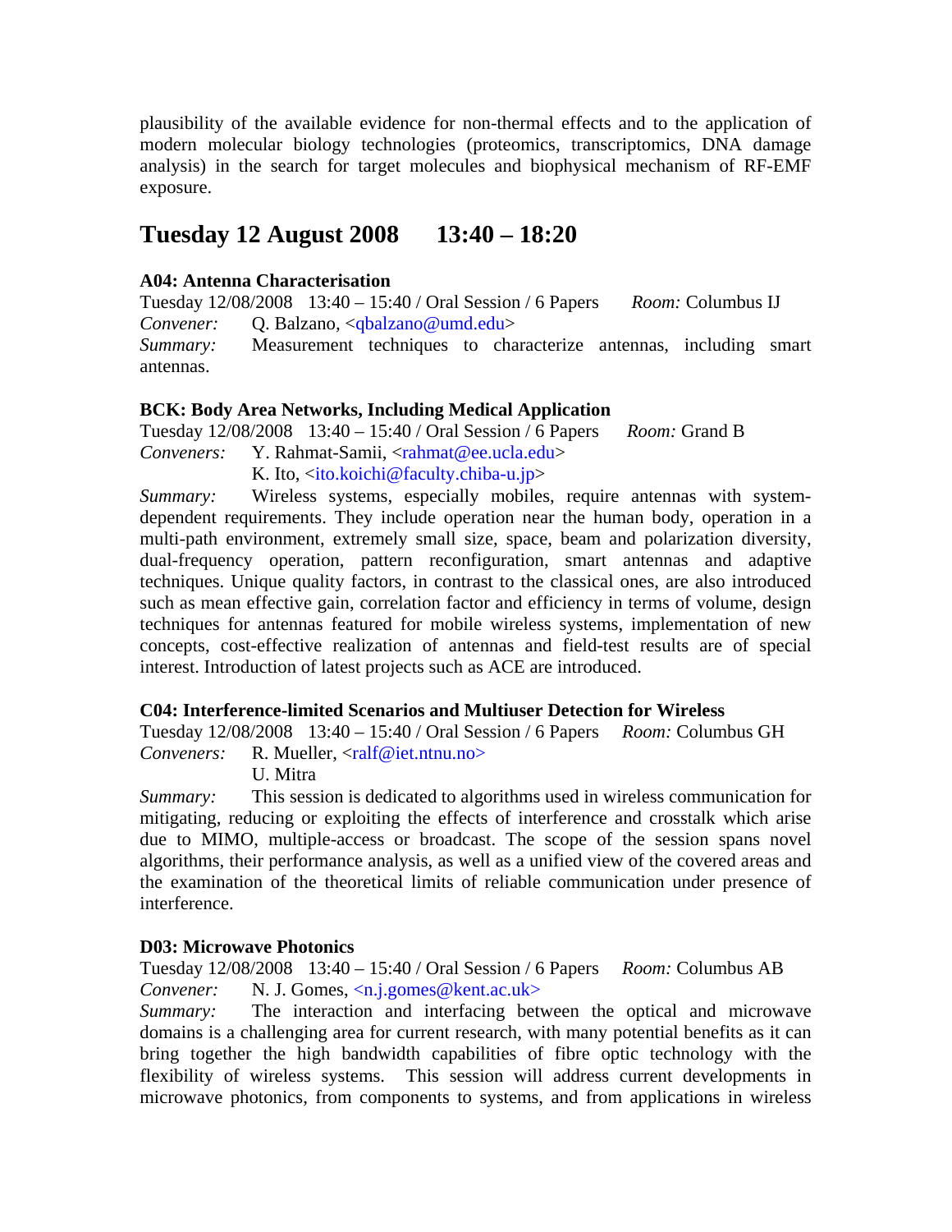plausibility of the available evidence for non-thermal effects and to the application of modern molecular biology technologies (proteomics, transcriptomics, DNA damage analysis) in the search for target molecules and biophysical mechanism of RF-EMF exposure.

## Tuesday 12 August 2008 13:40 – 18:20

**A04: Antenna Characterisation**

Tuesday 12/08/2008 13:40 – 15:40 / Oral Session / 6 Papers *Room:* Columbus IJ
*Convener:* Q. Balzano, <qbalzano@umd.edu>
*Summary:* Measurement techniques to characterize antennas, including smart antennas.

**BCK: Body Area Networks, Including Medical Application**

Tuesday 12/08/2008 13:40 – 15:40 / Oral Session / 6 Papers *Room:* Grand B
*Conveners:* Y. Rahmat-Samii, <rahmat@ee.ucla.edu>
K. Ito, <ito.koichi@faculty.chiba-u.jp>
*Summary:* Wireless systems, especially mobiles, require antennas with system-dependent requirements. They include operation near the human body, operation in a multi-path environment, extremely small size, space, beam and polarization diversity, dual-frequency operation, pattern reconfiguration, smart antennas and adaptive techniques. Unique quality factors, in contrast to the classical ones, are also introduced such as mean effective gain, correlation factor and efficiency in terms of volume, design techniques for antennas featured for mobile wireless systems, implementation of new concepts, cost-effective realization of antennas and field-test results are of special interest. Introduction of latest projects such as ACE are introduced.

**C04: Interference-limited Scenarios and Multiuser Detection for Wireless**

Tuesday 12/08/2008 13:40 – 15:40 / Oral Session / 6 Papers *Room:* Columbus GH
*Conveners:* R. Mueller, <ralf@iet.ntnu.no>
U. Mitra
*Summary:* This session is dedicated to algorithms used in wireless communication for mitigating, reducing or exploiting the effects of interference and crosstalk which arise due to MIMO, multiple-access or broadcast. The scope of the session spans novel algorithms, their performance analysis, as well as a unified view of the covered areas and the examination of the theoretical limits of reliable communication under presence of interference.

**D03: Microwave Photonics**

Tuesday 12/08/2008 13:40 – 15:40 / Oral Session / 6 Papers *Room:* Columbus AB
*Convener:* N. J. Gomes, <n.j.gomes@kent.ac.uk>
*Summary:* The interaction and interfacing between the optical and microwave domains is a challenging area for current research, with many potential benefits as it can bring together the high bandwidth capabilities of fibre optic technology with the flexibility of wireless systems. This session will address current developments in microwave photonics, from components to systems, and from applications in wireless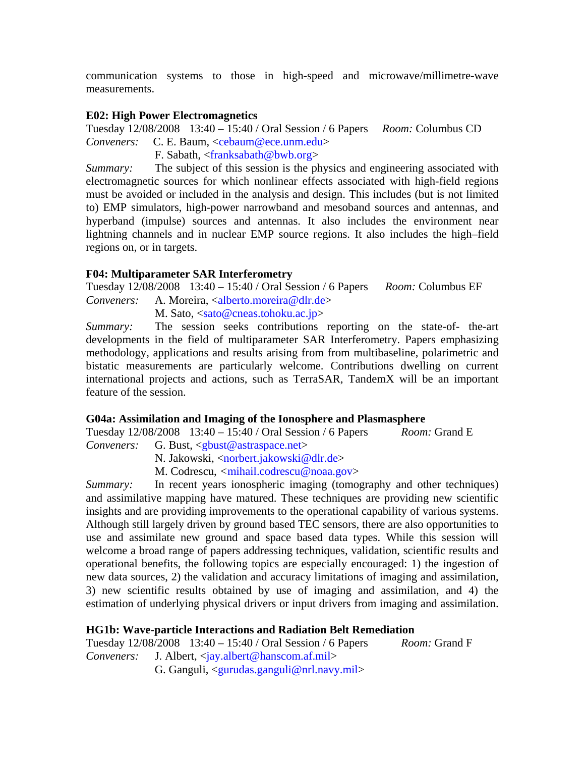communication systems to those in high-speed and microwave/millimetre-wave measurements.

**E02: High Power Electromagnetics**

Tuesday 12/08/2008 13:40 – 15:40 / Oral Session / 6 Papers *Room:* Columbus CD

*Conveners:* C. E. Baum, <cebaum@ece.unm.edu>
F. Sabath, <franksabath@bwb.org>

*Summary:* The subject of this session is the physics and engineering associated with electromagnetic sources for which nonlinear effects associated with high-field regions must be avoided or included in the analysis and design. This includes (but is not limited to) EMP simulators, high-power narrowband and mesoband sources and antennas, and hyperband (impulse) sources and antennas. It also includes the environment near lightning channels and in nuclear EMP source regions. It also includes the high–field regions on, or in targets.

**F04: Multiparameter SAR Interferometry**

Tuesday 12/08/2008 13:40 – 15:40 / Oral Session / 6 Papers *Room:* Columbus EF

*Conveners:* A. Moreira, <alberto.moreira@dlr.de>
M. Sato, <sato@cneas.tohoku.ac.jp>

*Summary:* The session seeks contributions reporting on the state-of- the-art developments in the field of multiparameter SAR Interferometry. Papers emphasizing methodology, applications and results arising from from multibaseline, polarimetric and bistatic measurements are particularly welcome. Contributions dwelling on current international projects and actions, such as TerraSAR, TandemX will be an important feature of the session.

**G04a: Assimilation and Imaging of the Ionosphere and Plasmasphere**

Tuesday 12/08/2008 13:40 – 15:40 / Oral Session / 6 Papers *Room:* Grand E

*Conveners:* G. Bust, <gbust@astraspace.net>
N. Jakowski, <norbert.jakowski@dlr.de>
M. Codrescu, <mihail.codrescu@noaa.gov>

*Summary:* In recent years ionospheric imaging (tomography and other techniques) and assimilative mapping have matured. These techniques are providing new scientific insights and are providing improvements to the operational capability of various systems. Although still largely driven by ground based TEC sensors, there are also opportunities to use and assimilate new ground and space based data types. While this session will welcome a broad range of papers addressing techniques, validation, scientific results and operational benefits, the following topics are especially encouraged: 1) the ingestion of new data sources, 2) the validation and accuracy limitations of imaging and assimilation, 3) new scientific results obtained by use of imaging and assimilation, and 4) the estimation of underlying physical drivers or input drivers from imaging and assimilation.

**HG1b: Wave-particle Interactions and Radiation Belt Remediation**

Tuesday 12/08/2008 13:40 – 15:40 / Oral Session / 6 Papers *Room:* Grand F

*Conveners:* J. Albert, <jay.albert@hanscom.af.mil>
G. Ganguli, <gurudas.ganguli@nrl.navy.mil>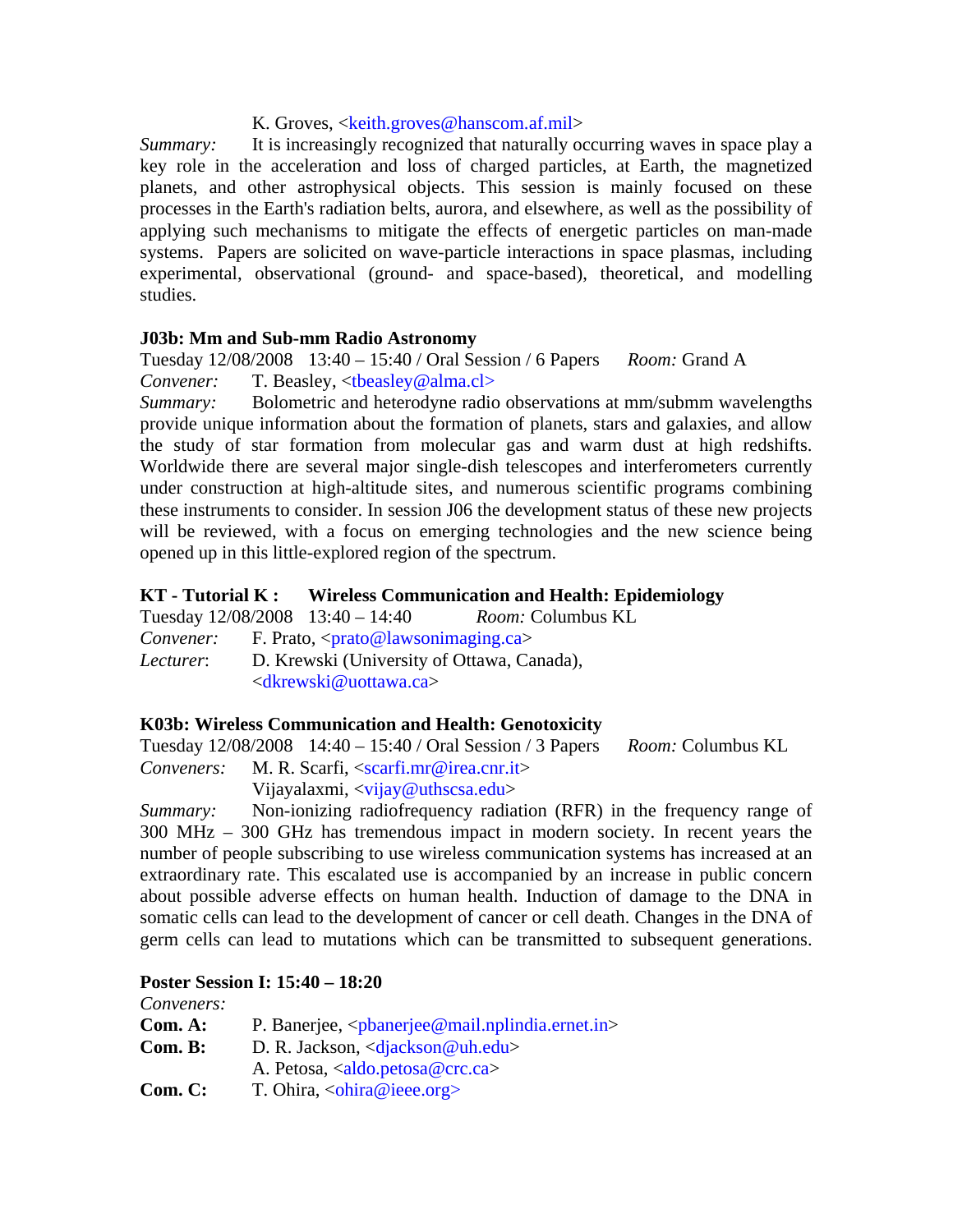K. Groves, <keith.groves@hanscom.af.mil>

*Summary:* It is increasingly recognized that naturally occurring waves in space play a key role in the acceleration and loss of charged particles, at Earth, the magnetized planets, and other astrophysical objects. This session is mainly focused on these processes in the Earth's radiation belts, aurora, and elsewhere, as well as the possibility of applying such mechanisms to mitigate the effects of energetic particles on man-made systems. Papers are solicited on wave-particle interactions in space plasmas, including experimental, observational (ground- and space-based), theoretical, and modelling studies.

**J03b: Mm and Sub-mm Radio Astronomy**

Tuesday 12/08/2008 13:40 – 15:40 / Oral Session / 6 Papers *Room:* Grand A

*Convener:* T. Beasley, <tbeasley@alma.cl>

*Summary:* Bolometric and heterodyne radio observations at mm/submm wavelengths provide unique information about the formation of planets, stars and galaxies, and allow the study of star formation from molecular gas and warm dust at high redshifts. Worldwide there are several major single-dish telescopes and interferometers currently under construction at high-altitude sites, and numerous scientific programs combining these instruments to consider. In session J06 the development status of these new projects will be reviewed, with a focus on emerging technologies and the new science being opened up in this little-explored region of the spectrum.

**KT - Tutorial K : Wireless Communication and Health: Epidemiology**

Tuesday 12/08/2008 13:40 – 14:40 *Room:* Columbus KL

*Convener:* F. Prato, <prato@lawsonimaging.ca>

*Lecturer*: D. Krewski (University of Ottawa, Canada), <dkrewski@uottawa.ca>

**K03b: Wireless Communication and Health: Genotoxicity**

Tuesday 12/08/2008 14:40 – 15:40 / Oral Session / 3 Papers *Room:* Columbus KL

*Conveners:* M. R. Scarfi, <scarfi.mr@irea.cnr.it>
Vijayalaxmi, <vijay@uthscsa.edu>

*Summary:* Non-ionizing radiofrequency radiation (RFR) in the frequency range of 300 MHz – 300 GHz has tremendous impact in modern society. In recent years the number of people subscribing to use wireless communication systems has increased at an extraordinary rate. This escalated use is accompanied by an increase in public concern about possible adverse effects on human health. Induction of damage to the DNA in somatic cells can lead to the development of cancer or cell death. Changes in the DNA of germ cells can lead to mutations which can be transmitted to subsequent generations.

**Poster Session I: 15:40 – 18:20**

*Conveners:*

**Com. A:** P. Banerjee, <pbanerjee@mail.nplindia.ernet.in>

**Com. B:** D. R. Jackson, <djackson@uh.edu>
A. Petosa, <aldo.petosa@crc.ca>

**Com. C:** T. Ohira, <ohira@ieee.org>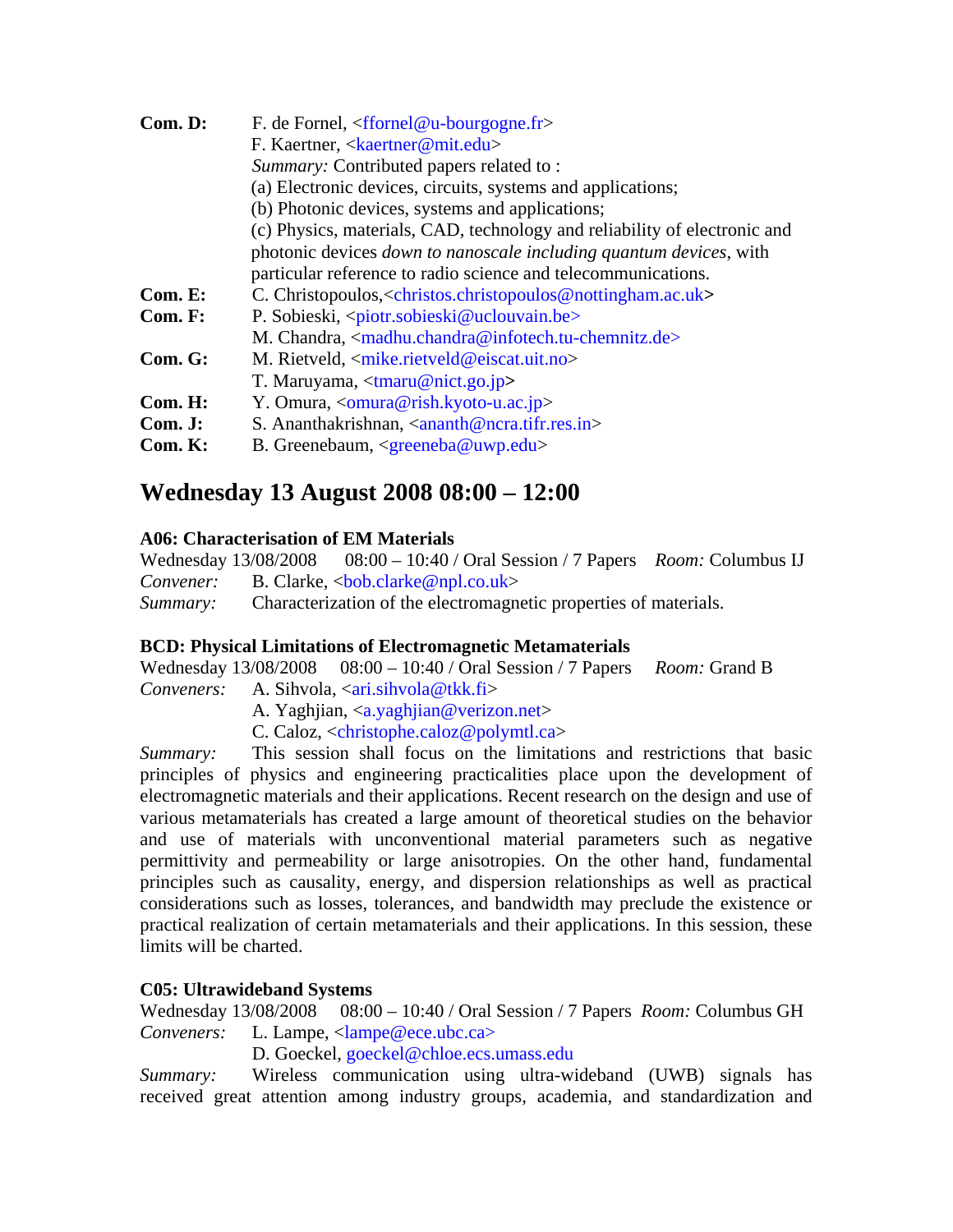**Com. D:** F. de Fornel, <ffornel@u-bourgogne.fr>
F. Kaertner, <kaertner@mit.edu>
*Summary:* Contributed papers related to :
(a) Electronic devices, circuits, systems and applications;
(b) Photonic devices, systems and applications;
(c) Physics, materials, CAD, technology and reliability of electronic and photonic devices *down to nanoscale including quantum devices*, with particular reference to radio science and telecommunications.

**Com. E:** C. Christopoulos,<christos.christopoulos@nottingham.ac.uk>

**Com. F:** P. Sobieski, <piotr.sobieski@uclouvain.be>
M. Chandra, <madhu.chandra@infotech.tu-chemnitz.de>

**Com. G:** M. Rietveld, <mike.rietveld@eiscat.uit.no>
T. Maruyama, <tmaru@nict.go.jp>

**Com. H:** Y. Omura, <omura@rish.kyoto-u.ac.jp>

**Com. J:** S. Ananthakrishnan, <ananth@ncra.tifr.res.in>

**Com. K:** B. Greenebaum, <greeneba@uwp.edu>

## Wednesday 13 August 2008 08:00 – 12:00

**A06: Characterisation of EM Materials**
Wednesday 13/08/2008 08:00 – 10:40 / Oral Session / 7 Papers *Room:* Columbus IJ
*Convener:* B. Clarke, <bob.clarke@npl.co.uk>
*Summary:* Characterization of the electromagnetic properties of materials.

**BCD: Physical Limitations of Electromagnetic Metamaterials**
Wednesday 13/08/2008 08:00 – 10:40 / Oral Session / 7 Papers *Room:* Grand B
*Conveners:* A. Sihvola, <ari.sihvola@tkk.fi>
A. Yaghjian, <a.yaghjian@verizon.net>
C. Caloz, <christophe.caloz@polymtl.ca>
*Summary:* This session shall focus on the limitations and restrictions that basic principles of physics and engineering practicalities place upon the development of electromagnetic materials and their applications. Recent research on the design and use of various metamaterials has created a large amount of theoretical studies on the behavior and use of materials with unconventional material parameters such as negative permittivity and permeability or large anisotropies. On the other hand, fundamental principles such as causality, energy, and dispersion relationships as well as practical considerations such as losses, tolerances, and bandwidth may preclude the existence or practical realization of certain metamaterials and their applications. In this session, these limits will be charted.

**C05: Ultrawideband Systems**
Wednesday 13/08/2008 08:00 – 10:40 / Oral Session / 7 Papers *Room:* Columbus GH
*Conveners:* L. Lampe, <lampe@ece.ubc.ca>
D. Goeckel, goeckel@chloe.ecs.umass.edu
*Summary:* Wireless communication using ultra-wideband (UWB) signals has received great attention among industry groups, academia, and standardization and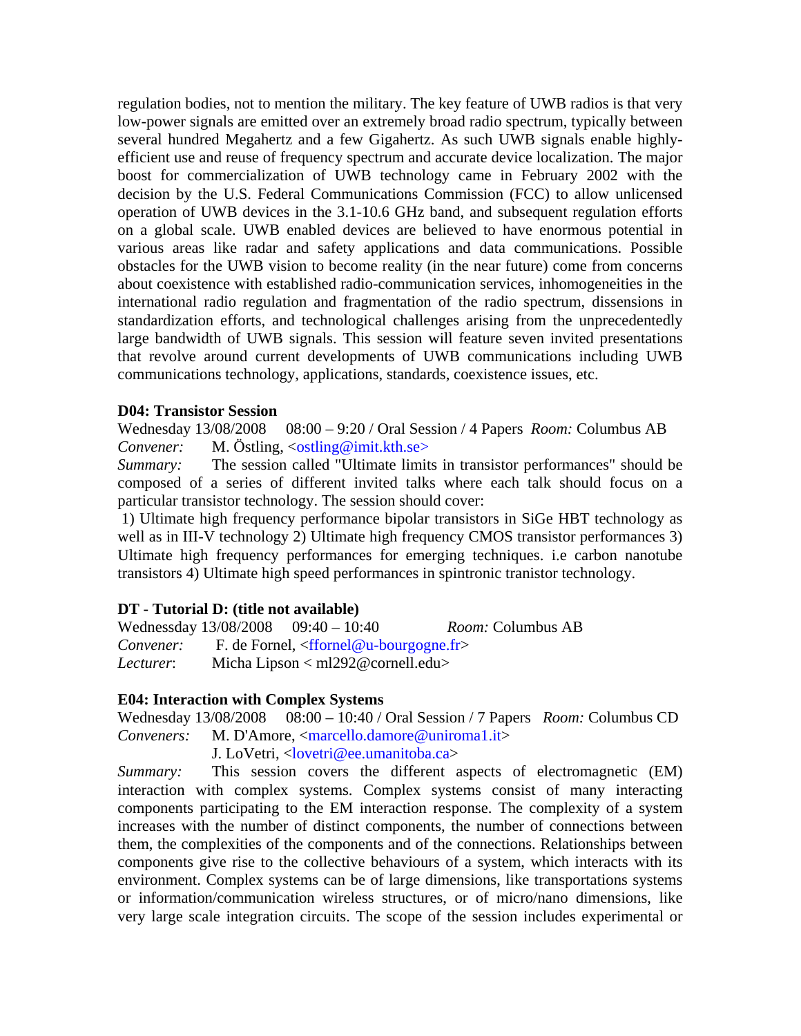regulation bodies, not to mention the military. The key feature of UWB radios is that very low-power signals are emitted over an extremely broad radio spectrum, typically between several hundred Megahertz and a few Gigahertz. As such UWB signals enable highly-efficient use and reuse of frequency spectrum and accurate device localization. The major boost for commercialization of UWB technology came in February 2002 with the decision by the U.S. Federal Communications Commission (FCC) to allow unlicensed operation of UWB devices in the 3.1-10.6 GHz band, and subsequent regulation efforts on a global scale. UWB enabled devices are believed to have enormous potential in various areas like radar and safety applications and data communications. Possible obstacles for the UWB vision to become reality (in the near future) come from concerns about coexistence with established radio-communication services, inhomogeneities in the international radio regulation and fragmentation of the radio spectrum, dissensions in standardization efforts, and technological challenges arising from the unprecedentedly large bandwidth of UWB signals. This session will feature seven invited presentations that revolve around current developments of UWB communications including UWB communications technology, applications, standards, coexistence issues, etc.

**D04: Transistor Session**
Wednesday 13/08/2008 08:00 – 9:20 / Oral Session / 4 Papers *Room:* Columbus AB
*Convener:* M. Östling, <ostling@imit.kth.se>
*Summary:* The session called "Ultimate limits in transistor performances" should be composed of a series of different invited talks where each talk should focus on a particular transistor technology. The session should cover:
1) Ultimate high frequency performance bipolar transistors in SiGe HBT technology as well as in III-V technology 2) Ultimate high frequency CMOS transistor performances 3) Ultimate high frequency performances for emerging techniques. i.e carbon nanotube transistors 4) Ultimate high speed performances in spintronic tranistor technology.

**DT - Tutorial D: (title not available)**
Wednessday 13/08/2008 09:40 – 10:40 *Room:* Columbus AB
*Convener:* F. de Fornel, <ffornel@u-bourgogne.fr>
*Lecturer*: Micha Lipson < ml292@cornell.edu>

**E04: Interaction with Complex Systems**
Wednesday 13/08/2008 08:00 – 10:40 / Oral Session / 7 Papers *Room:* Columbus CD
*Conveners:* M. D'Amore, <marcello.damore@uniroma1.it>
J. LoVetri, <lovetri@ee.umanitoba.ca>
*Summary:* This session covers the different aspects of electromagnetic (EM) interaction with complex systems. Complex systems consist of many interacting components participating to the EM interaction response. The complexity of a system increases with the number of distinct components, the number of connections between them, the complexities of the components and of the connections. Relationships between components give rise to the collective behaviours of a system, which interacts with its environment. Complex systems can be of large dimensions, like transportations systems or information/communication wireless structures, or of micro/nano dimensions, like very large scale integration circuits. The scope of the session includes experimental or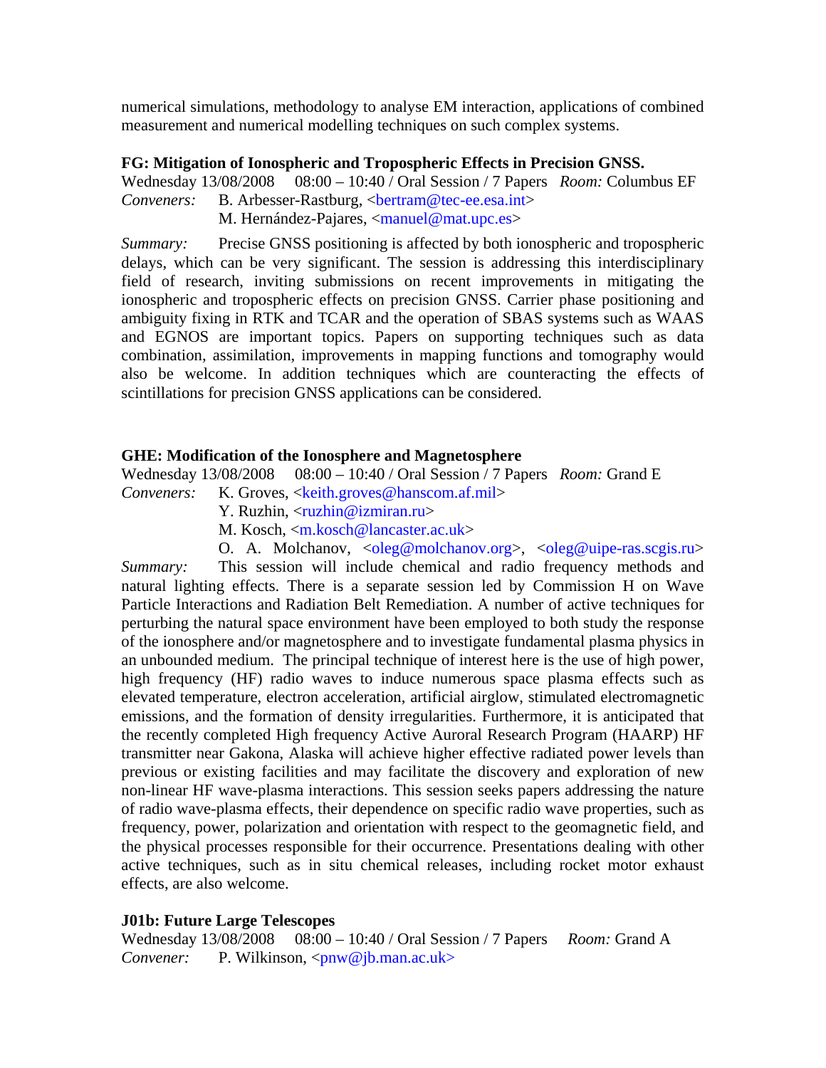numerical simulations, methodology to analyse EM interaction, applications of combined measurement and numerical modelling techniques on such complex systems.

**FG: Mitigation of Ionospheric and Tropospheric Effects in Precision GNSS.**

Wednesday 13/08/2008 08:00 – 10:40 / Oral Session / 7 Papers *Room:* Columbus EF

*Conveners:* B. Arbesser-Rastburg, <bertram@tec-ee.esa.int>
M. Hernández-Pajares, <manuel@mat.upc.es>

*Summary:* Precise GNSS positioning is affected by both ionospheric and tropospheric delays, which can be very significant. The session is addressing this interdisciplinary field of research, inviting submissions on recent improvements in mitigating the ionospheric and tropospheric effects on precision GNSS. Carrier phase positioning and ambiguity fixing in RTK and TCAR and the operation of SBAS systems such as WAAS and EGNOS are important topics. Papers on supporting techniques such as data combination, assimilation, improvements in mapping functions and tomography would also be welcome. In addition techniques which are counteracting the effects of scintillations for precision GNSS applications can be considered.

**GHE: Modification of the Ionosphere and Magnetosphere**

Wednesday 13/08/2008 08:00 – 10:40 / Oral Session / 7 Papers *Room:* Grand E

*Conveners:* K. Groves, <keith.groves@hanscom.af.mil>
Y. Ruzhin, <ruzhin@izmiran.ru>
M. Kosch, <m.kosch@lancaster.ac.uk>
O. A. Molchanov, <oleg@molchanov.org>, <oleg@uipe-ras.scgis.ru>

*Summary:* This session will include chemical and radio frequency methods and natural lighting effects. There is a separate session led by Commission H on Wave Particle Interactions and Radiation Belt Remediation. A number of active techniques for perturbing the natural space environment have been employed to both study the response of the ionosphere and/or magnetosphere and to investigate fundamental plasma physics in an unbounded medium. The principal technique of interest here is the use of high power, high frequency (HF) radio waves to induce numerous space plasma effects such as elevated temperature, electron acceleration, artificial airglow, stimulated electromagnetic emissions, and the formation of density irregularities. Furthermore, it is anticipated that the recently completed High frequency Active Auroral Research Program (HAARP) HF transmitter near Gakona, Alaska will achieve higher effective radiated power levels than previous or existing facilities and may facilitate the discovery and exploration of new non-linear HF wave-plasma interactions. This session seeks papers addressing the nature of radio wave-plasma effects, their dependence on specific radio wave properties, such as frequency, power, polarization and orientation with respect to the geomagnetic field, and the physical processes responsible for their occurrence. Presentations dealing with other active techniques, such as in situ chemical releases, including rocket motor exhaust effects, are also welcome.

**J01b: Future Large Telescopes**

Wednesday 13/08/2008 08:00 – 10:40 / Oral Session / 7 Papers *Room:* Grand A

*Convener:* P. Wilkinson, <pnw@jb.man.ac.uk>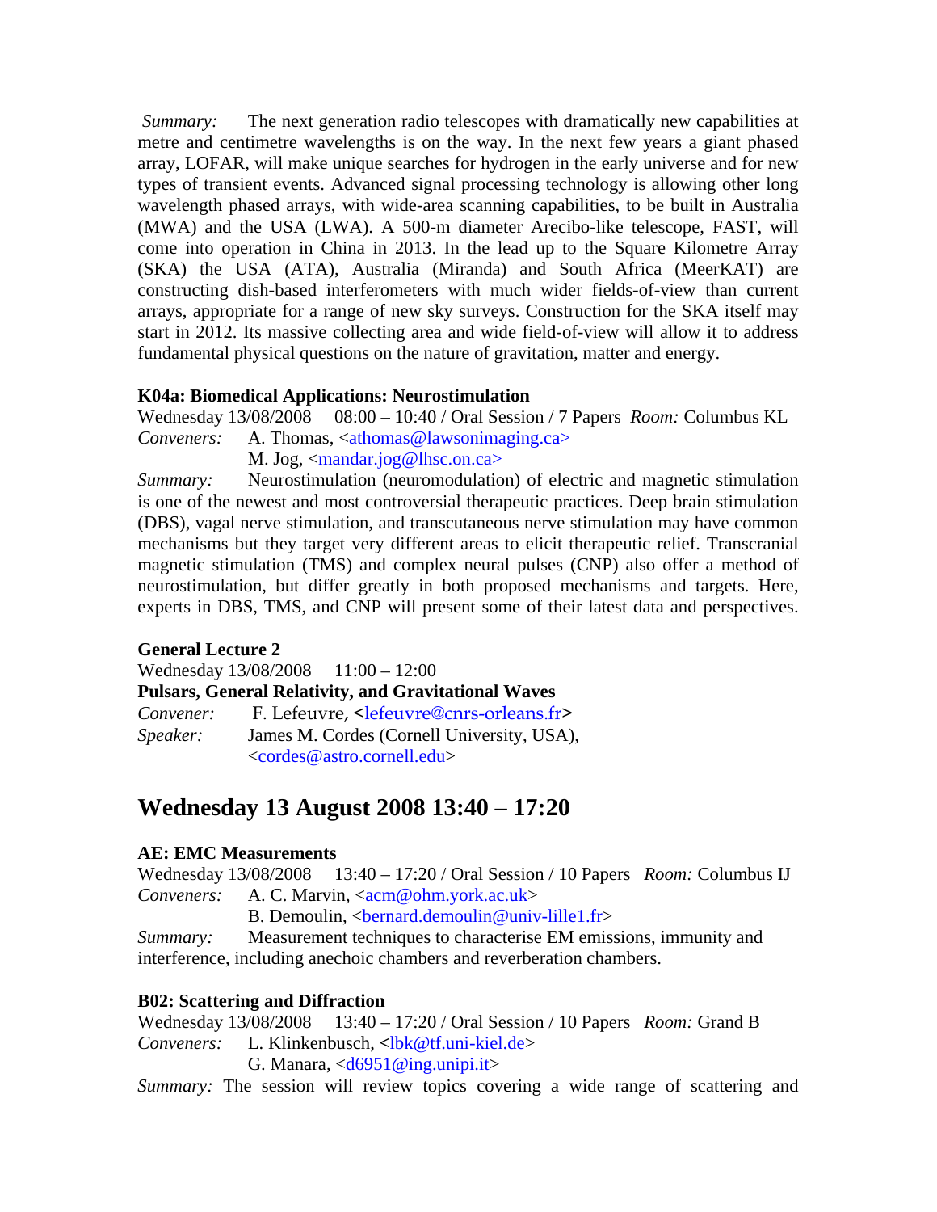*Summary:* The next generation radio telescopes with dramatically new capabilities at metre and centimetre wavelengths is on the way. In the next few years a giant phased array, LOFAR, will make unique searches for hydrogen in the early universe and for new types of transient events. Advanced signal processing technology is allowing other long wavelength phased arrays, with wide-area scanning capabilities, to be built in Australia (MWA) and the USA (LWA). A 500-m diameter Arecibo-like telescope, FAST, will come into operation in China in 2013. In the lead up to the Square Kilometre Array (SKA) the USA (ATA), Australia (Miranda) and South Africa (MeerKAT) are constructing dish-based interferometers with much wider fields-of-view than current arrays, appropriate for a range of new sky surveys. Construction for the SKA itself may start in 2012. Its massive collecting area and wide field-of-view will allow it to address fundamental physical questions on the nature of gravitation, matter and energy.

**K04a: Biomedical Applications: Neurostimulation**

Wednesday 13/08/2008 08:00 – 10:40 / Oral Session / 7 Papers *Room:* Columbus KL

*Conveners:* A. Thomas, <athomas@lawsonimaging.ca>
M. Jog, <mandar.jog@lhsc.on.ca>

*Summary:* Neurostimulation (neuromodulation) of electric and magnetic stimulation is one of the newest and most controversial therapeutic practices. Deep brain stimulation (DBS), vagal nerve stimulation, and transcutaneous nerve stimulation may have common mechanisms but they target very different areas to elicit therapeutic relief. Transcranial magnetic stimulation (TMS) and complex neural pulses (CNP) also offer a method of neurostimulation, but differ greatly in both proposed mechanisms and targets. Here, experts in DBS, TMS, and CNP will present some of their latest data and perspectives.

**General Lecture 2**

Wednesday 13/08/2008 11:00 – 12:00

**Pulsars, General Relativity, and Gravitational Waves**

*Convener:* F. Lefeuvre, <lefeuvre@cnrs-orleans.fr>

*Speaker:* James M. Cordes (Cornell University, USA),
<cordes@astro.cornell.edu>

## Wednesday 13 August 2008 13:40 – 17:20

**AE: EMC Measurements**

Wednesday 13/08/2008 13:40 – 17:20 / Oral Session / 10 Papers *Room:* Columbus IJ

*Conveners:* A. C. Marvin, <acm@ohm.york.ac.uk>
B. Demoulin, <bernard.demoulin@univ-lille1.fr>

*Summary:* Measurement techniques to characterise EM emissions, immunity and interference, including anechoic chambers and reverberation chambers.

**B02: Scattering and Diffraction**

Wednesday 13/08/2008 13:40 – 17:20 / Oral Session / 10 Papers *Room:* Grand B

*Conveners:* L. Klinkenbusch, <lbk@tf.uni-kiel.de>
G. Manara, <d6951@ing.unipi.it>

*Summary:* The session will review topics covering a wide range of scattering and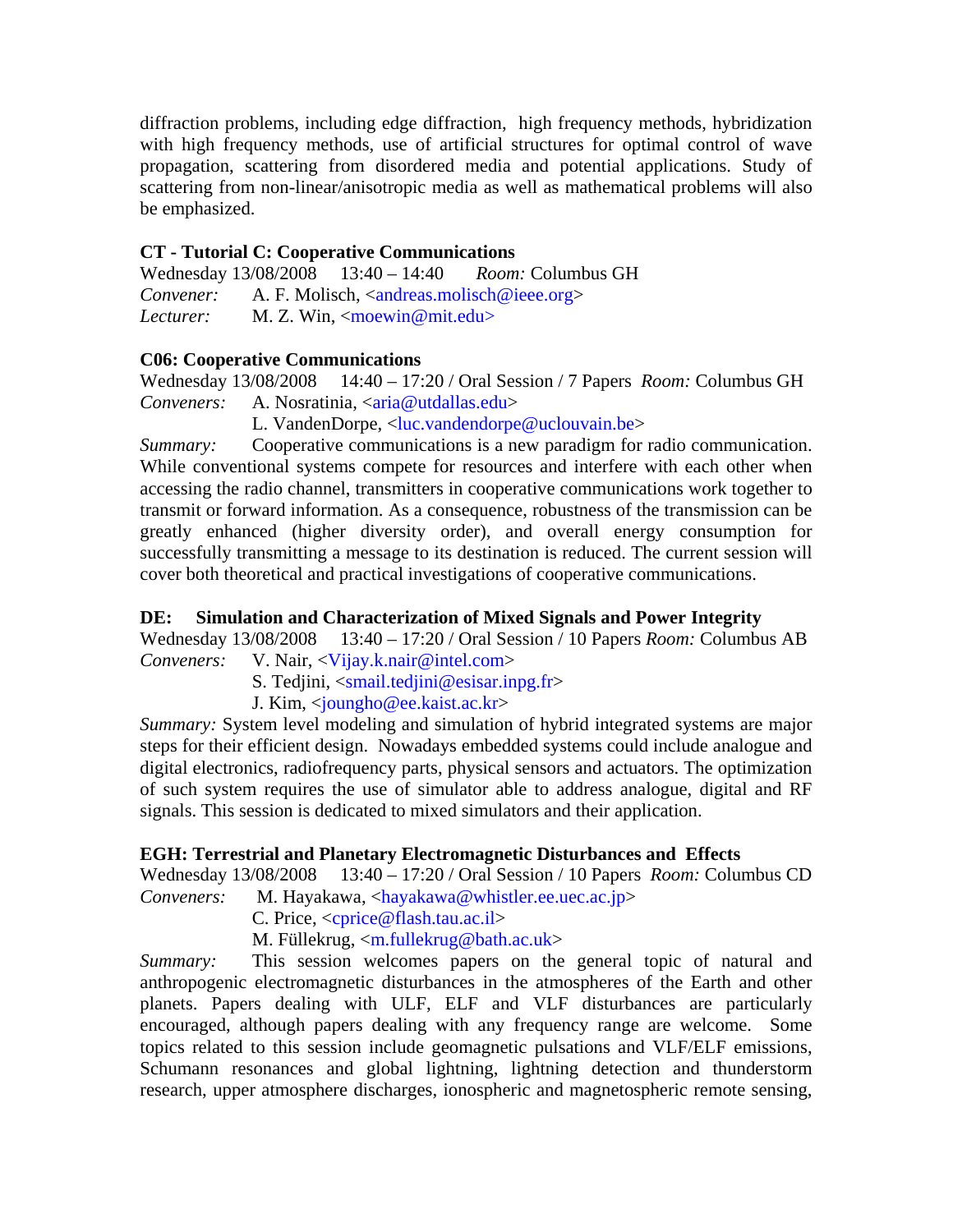diffraction problems, including edge diffraction, high frequency methods, hybridization with high frequency methods, use of artificial structures for optimal control of wave propagation, scattering from disordered media and potential applications. Study of scattering from non-linear/anisotropic media as well as mathematical problems will also be emphasized.

**CT - Tutorial C: Cooperative Communications**
Wednesday 13/08/2008 13:40 – 14:40 *Room:* Columbus GH
*Convener:* A. F. Molisch, <andreas.molisch@ieee.org>
*Lecturer:* M. Z. Win, <moewin@mit.edu>

**C06: Cooperative Communications**
Wednesday 13/08/2008 14:40 – 17:20 / Oral Session / 7 Papers *Room:* Columbus GH
*Conveners:* A. Nosratinia, <aria@utdallas.edu>
L. VandenDorpe, <luc.vandendorpe@uclouvain.be>
*Summary:* Cooperative communications is a new paradigm for radio communication. While conventional systems compete for resources and interfere with each other when accessing the radio channel, transmitters in cooperative communications work together to transmit or forward information. As a consequence, robustness of the transmission can be greatly enhanced (higher diversity order), and overall energy consumption for successfully transmitting a message to its destination is reduced. The current session will cover both theoretical and practical investigations of cooperative communications.

**DE: Simulation and Characterization of Mixed Signals and Power Integrity**
Wednesday 13/08/2008 13:40 – 17:20 / Oral Session / 10 Papers *Room:* Columbus AB
*Conveners:* V. Nair, <Vijay.k.nair@intel.com>
S. Tedjini, <smail.tedjini@esisar.inpg.fr>
J. Kim, <joungho@ee.kaist.ac.kr>
*Summary:* System level modeling and simulation of hybrid integrated systems are major steps for their efficient design. Nowadays embedded systems could include analogue and digital electronics, radiofrequency parts, physical sensors and actuators. The optimization of such system requires the use of simulator able to address analogue, digital and RF signals. This session is dedicated to mixed simulators and their application.

**EGH: Terrestrial and Planetary Electromagnetic Disturbances and Effects**
Wednesday 13/08/2008 13:40 – 17:20 / Oral Session / 10 Papers *Room:* Columbus CD
*Conveners:* M. Hayakawa, <hayakawa@whistler.ee.uec.ac.jp>
C. Price, <cprice@flash.tau.ac.il>
M. Füllekrug, <m.fullekrug@bath.ac.uk>
*Summary:* This session welcomes papers on the general topic of natural and anthropogenic electromagnetic disturbances in the atmospheres of the Earth and other planets. Papers dealing with ULF, ELF and VLF disturbances are particularly encouraged, although papers dealing with any frequency range are welcome. Some topics related to this session include geomagnetic pulsations and VLF/ELF emissions, Schumann resonances and global lightning, lightning detection and thunderstorm research, upper atmosphere discharges, ionospheric and magnetospheric remote sensing,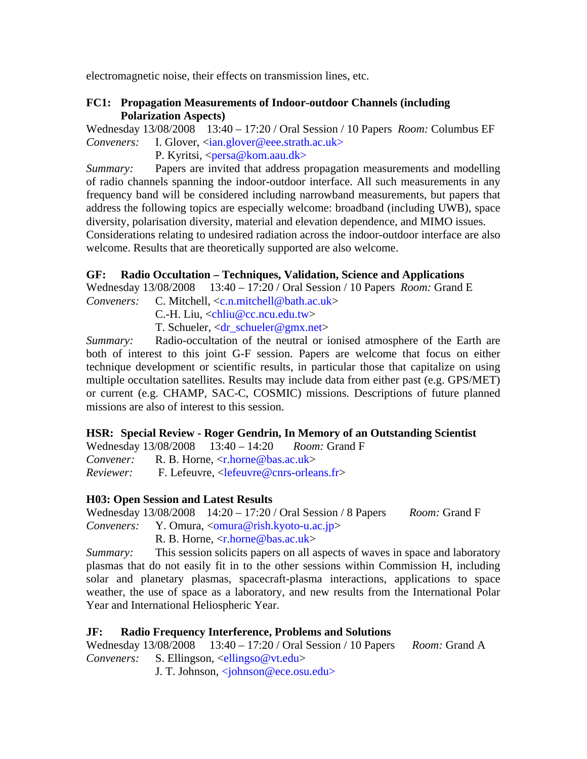electromagnetic noise, their effects on transmission lines, etc.

### FC1: Propagation Measurements of Indoor-outdoor Channels (including Polarization Aspects)

Wednesday 13/08/2008 13:40 – 17:20 / Oral Session / 10 Papers *Room:* Columbus EF
*Conveners:* I. Glover, <ian.glover@eee.strath.ac.uk>
P. Kyritsi, <persa@kom.aau.dk>

*Summary:* Papers are invited that address propagation measurements and modelling of radio channels spanning the indoor-outdoor interface. All such measurements in any frequency band will be considered including narrowband measurements, but papers that address the following topics are especially welcome: broadband (including UWB), space diversity, polarisation diversity, material and elevation dependence, and MIMO issues. Considerations relating to undesired radiation across the indoor-outdoor interface are also welcome. Results that are theoretically supported are also welcome.

### GF: Radio Occultation – Techniques, Validation, Science and Applications

Wednesday 13/08/2008 13:40 – 17:20 / Oral Session / 10 Papers *Room:* Grand E
*Conveners:* C. Mitchell, <c.n.mitchell@bath.ac.uk>
C.-H. Liu, <chliu@cc.ncu.edu.tw>
T. Schueler, <dr_schueler@gmx.net>

*Summary:* Radio-occultation of the neutral or ionised atmosphere of the Earth are both of interest to this joint G-F session. Papers are welcome that focus on either technique development or scientific results, in particular those that capitalize on using multiple occultation satellites. Results may include data from either past (e.g. GPS/MET) or current (e.g. CHAMP, SAC-C, COSMIC) missions. Descriptions of future planned missions are also of interest to this session.

### HSR: Special Review - Roger Gendrin, In Memory of an Outstanding Scientist

Wednesday 13/08/2008 13:40 – 14:20 *Room:* Grand F
*Convener:* R. B. Horne, <r.horne@bas.ac.uk>
*Reviewer:* F. Lefeuvre, <lefeuvre@cnrs-orleans.fr>

### H03: Open Session and Latest Results

Wednesday 13/08/2008 14:20 – 17:20 / Oral Session / 8 Papers *Room:* Grand F
*Conveners:* Y. Omura, <omura@rish.kyoto-u.ac.jp>
R. B. Horne, <r.horne@bas.ac.uk>

*Summary:* This session solicits papers on all aspects of waves in space and laboratory plasmas that do not easily fit in to the other sessions within Commission H, including solar and planetary plasmas, spacecraft-plasma interactions, applications to space weather, the use of space as a laboratory, and new results from the International Polar Year and International Heliospheric Year.

### JF: Radio Frequency Interference, Problems and Solutions

Wednesday 13/08/2008 13:40 – 17:20 / Oral Session / 10 Papers *Room:* Grand A
*Conveners:* S. Ellingson, <ellingso@vt.edu>
J. T. Johnson, <johnson@ece.osu.edu>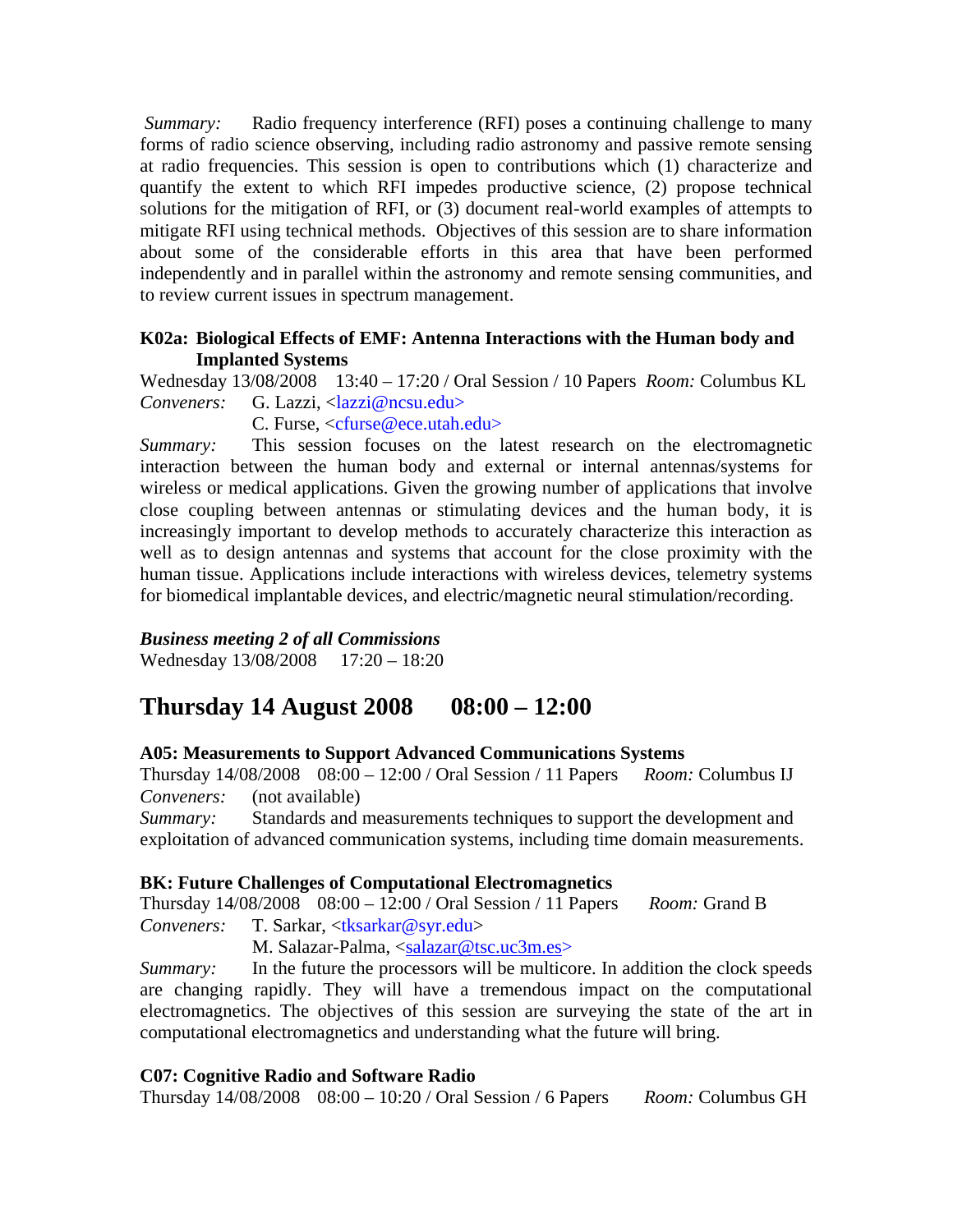*Summary:* Radio frequency interference (RFI) poses a continuing challenge to many forms of radio science observing, including radio astronomy and passive remote sensing at radio frequencies. This session is open to contributions which (1) characterize and quantify the extent to which RFI impedes productive science, (2) propose technical solutions for the mitigation of RFI, or (3) document real-world examples of attempts to mitigate RFI using technical methods. Objectives of this session are to share information about some of the considerable efforts in this area that have been performed independently and in parallel within the astronomy and remote sensing communities, and to review current issues in spectrum management.

**K02a: Biological Effects of EMF: Antenna Interactions with the Human body and Implanted Systems**

Wednesday 13/08/2008 13:40 – 17:20 / Oral Session / 10 Papers *Room:* Columbus KL
*Conveners:* G. Lazzi, <lazzi@ncsu.edu>
C. Furse, <cfurse@ece.utah.edu>

*Summary:* This session focuses on the latest research on the electromagnetic interaction between the human body and external or internal antennas/systems for wireless or medical applications. Given the growing number of applications that involve close coupling between antennas or stimulating devices and the human body, it is increasingly important to develop methods to accurately characterize this interaction as well as to design antennas and systems that account for the close proximity with the human tissue. Applications include interactions with wireless devices, telemetry systems for biomedical implantable devices, and electric/magnetic neural stimulation/recording.

***Business meeting 2 of all Commissions***

Wednesday 13/08/2008 17:20 – 18:20

## Thursday 14 August 2008 08:00 – 12:00

**A05: Measurements to Support Advanced Communications Systems**

Thursday 14/08/2008 08:00 – 12:00 / Oral Session / 11 Papers *Room:* Columbus IJ
*Conveners:* (not available)
*Summary:* Standards and measurements techniques to support the development and exploitation of advanced communication systems, including time domain measurements.

**BK: Future Challenges of Computational Electromagnetics**

Thursday 14/08/2008 08:00 – 12:00 / Oral Session / 11 Papers *Room:* Grand B
*Conveners:* T. Sarkar, <tksarkar@syr.edu>
M. Salazar-Palma, <salazar@tsc.uc3m.es>

*Summary:* In the future the processors will be multicore. In addition the clock speeds are changing rapidly. They will have a tremendous impact on the computational electromagnetics. The objectives of this session are surveying the state of the art in computational electromagnetics and understanding what the future will bring.

**C07: Cognitive Radio and Software Radio**

Thursday 14/08/2008 08:00 – 10:20 / Oral Session / 6 Papers *Room:* Columbus GH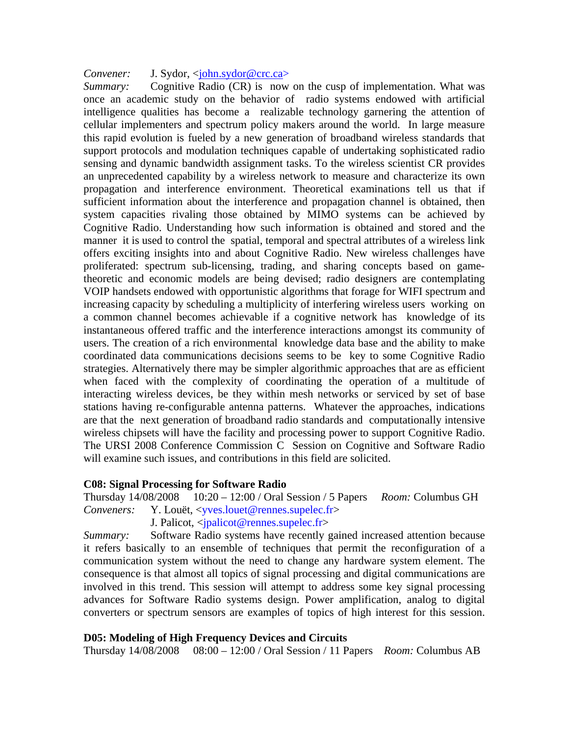*Convener:* J. Sydor, <john.sydor@crc.ca>

*Summary:* Cognitive Radio (CR) is now on the cusp of implementation. What was once an academic study on the behavior of radio systems endowed with artificial intelligence qualities has become a realizable technology garnering the attention of cellular implementers and spectrum policy makers around the world. In large measure this rapid evolution is fueled by a new generation of broadband wireless standards that support protocols and modulation techniques capable of undertaking sophisticated radio sensing and dynamic bandwidth assignment tasks. To the wireless scientist CR provides an unprecedented capability by a wireless network to measure and characterize its own propagation and interference environment. Theoretical examinations tell us that if sufficient information about the interference and propagation channel is obtained, then system capacities rivaling those obtained by MIMO systems can be achieved by Cognitive Radio. Understanding how such information is obtained and stored and the manner it is used to control the spatial, temporal and spectral attributes of a wireless link offers exciting insights into and about Cognitive Radio. New wireless challenges have proliferated: spectrum sub-licensing, trading, and sharing concepts based on game-theoretic and economic models are being devised; radio designers are contemplating VOIP handsets endowed with opportunistic algorithms that forage for WIFI spectrum and increasing capacity by scheduling a multiplicity of interfering wireless users working on a common channel becomes achievable if a cognitive network has knowledge of its instantaneous offered traffic and the interference interactions amongst its community of users. The creation of a rich environmental knowledge data base and the ability to make coordinated data communications decisions seems to be key to some Cognitive Radio strategies. Alternatively there may be simpler algorithmic approaches that are as efficient when faced with the complexity of coordinating the operation of a multitude of interacting wireless devices, be they within mesh networks or serviced by set of base stations having re-configurable antenna patterns. Whatever the approaches, indications are that the next generation of broadband radio standards and computationally intensive wireless chipsets will have the facility and processing power to support Cognitive Radio. The URSI 2008 Conference Commission C Session on Cognitive and Software Radio will examine such issues, and contributions in this field are solicited.

**C08: Signal Processing for Software Radio**

Thursday 14/08/2008 10:20 – 12:00 / Oral Session / 5 Papers *Room:* Columbus GH

*Conveners:* Y. Louët, <yves.louet@rennes.supelec.fr>
J. Palicot, <jpalicot@rennes.supelec.fr>

*Summary:* Software Radio systems have recently gained increased attention because it refers basically to an ensemble of techniques that permit the reconfiguration of a communication system without the need to change any hardware system element. The consequence is that almost all topics of signal processing and digital communications are involved in this trend. This session will attempt to address some key signal processing advances for Software Radio systems design. Power amplification, analog to digital converters or spectrum sensors are examples of topics of high interest for this session.

**D05: Modeling of High Frequency Devices and Circuits**

Thursday 14/08/2008 08:00 – 12:00 / Oral Session / 11 Papers *Room:* Columbus AB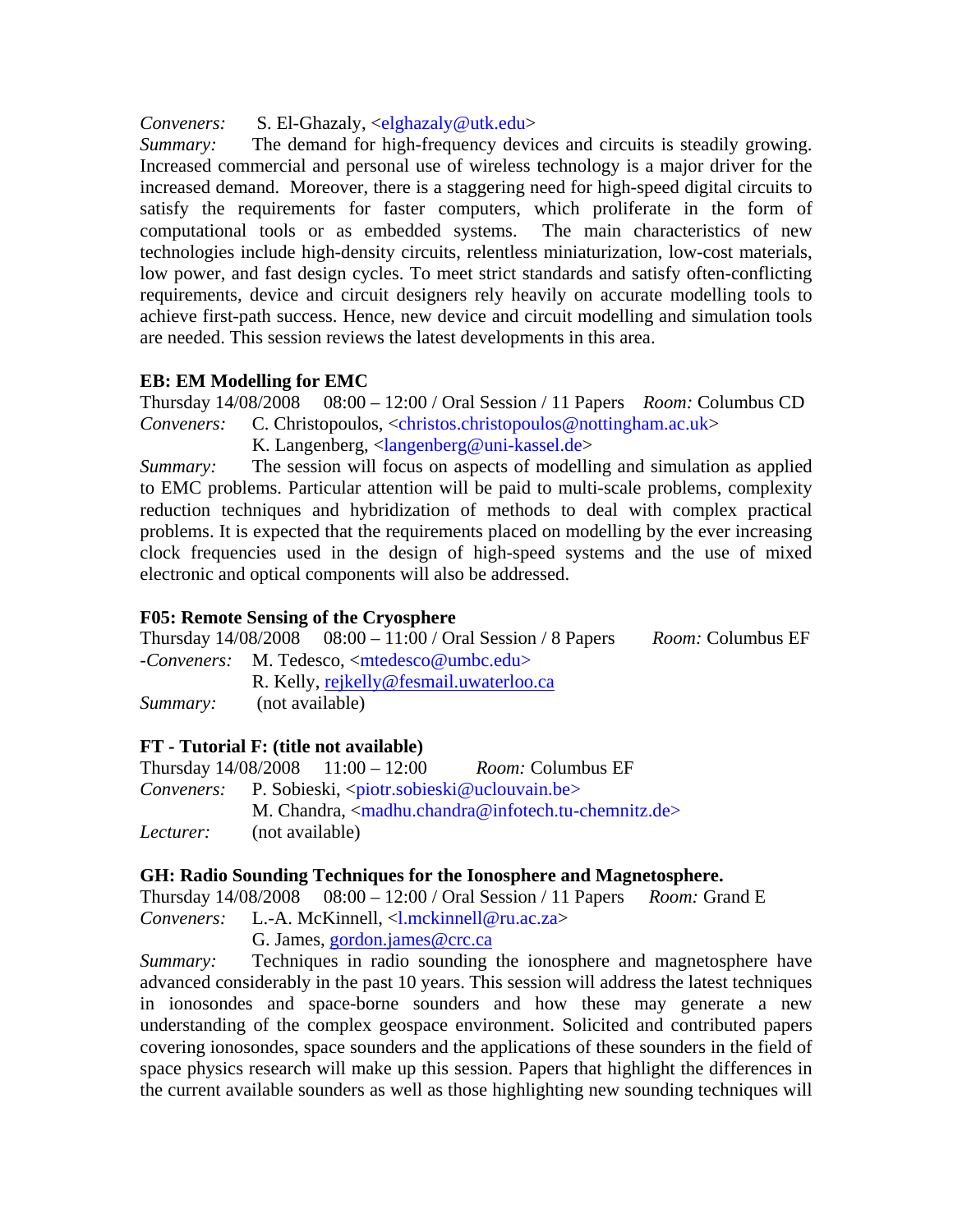*Conveners:* S. El-Ghazaly, <elghazaly@utk.edu>
*Summary:* The demand for high-frequency devices and circuits is steadily growing. Increased commercial and personal use of wireless technology is a major driver for the increased demand. Moreover, there is a staggering need for high-speed digital circuits to satisfy the requirements for faster computers, which proliferate in the form of computational tools or as embedded systems. The main characteristics of new technologies include high-density circuits, relentless miniaturization, low-cost materials, low power, and fast design cycles. To meet strict standards and satisfy often-conflicting requirements, device and circuit designers rely heavily on accurate modelling tools to achieve first-path success. Hence, new device and circuit modelling and simulation tools are needed. This session reviews the latest developments in this area.

**EB: EM Modelling for EMC**
Thursday 14/08/2008 08:00 – 12:00 / Oral Session / 11 Papers *Room:* Columbus CD
*Conveners:* C. Christopoulos, <christos.christopoulos@nottingham.ac.uk>
K. Langenberg, <langenberg@uni-kassel.de>
*Summary:* The session will focus on aspects of modelling and simulation as applied to EMC problems. Particular attention will be paid to multi-scale problems, complexity reduction techniques and hybridization of methods to deal with complex practical problems. It is expected that the requirements placed on modelling by the ever increasing clock frequencies used in the design of high-speed systems and the use of mixed electronic and optical components will also be addressed.

**F05: Remote Sensing of the Cryosphere**
Thursday 14/08/2008 08:00 – 11:00 / Oral Session / 8 Papers *Room:* Columbus EF
-*Conveners:* M. Tedesco, <mtedesco@umbc.edu>
R. Kelly, rejkelly@fesmail.uwaterloo.ca
*Summary:* (not available)

**FT - Tutorial F: (title not available)**
Thursday 14/08/2008 11:00 – 12:00 *Room:* Columbus EF
*Conveners:* P. Sobieski, <piotr.sobieski@uclouvain.be>
M. Chandra, <madhu.chandra@infotech.tu-chemnitz.de>
*Lecturer:* (not available)

**GH: Radio Sounding Techniques for the Ionosphere and Magnetosphere.**
Thursday 14/08/2008 08:00 – 12:00 / Oral Session / 11 Papers *Room:* Grand E
*Conveners:* L.-A. McKinnell, <l.mckinnell@ru.ac.za>
G. James, gordon.james@crc.ca
*Summary:* Techniques in radio sounding the ionosphere and magnetosphere have advanced considerably in the past 10 years. This session will address the latest techniques in ionosondes and space-borne sounders and how these may generate a new understanding of the complex geospace environment. Solicited and contributed papers covering ionosondes, space sounders and the applications of these sounders in the field of space physics research will make up this session. Papers that highlight the differences in the current available sounders as well as those highlighting new sounding techniques will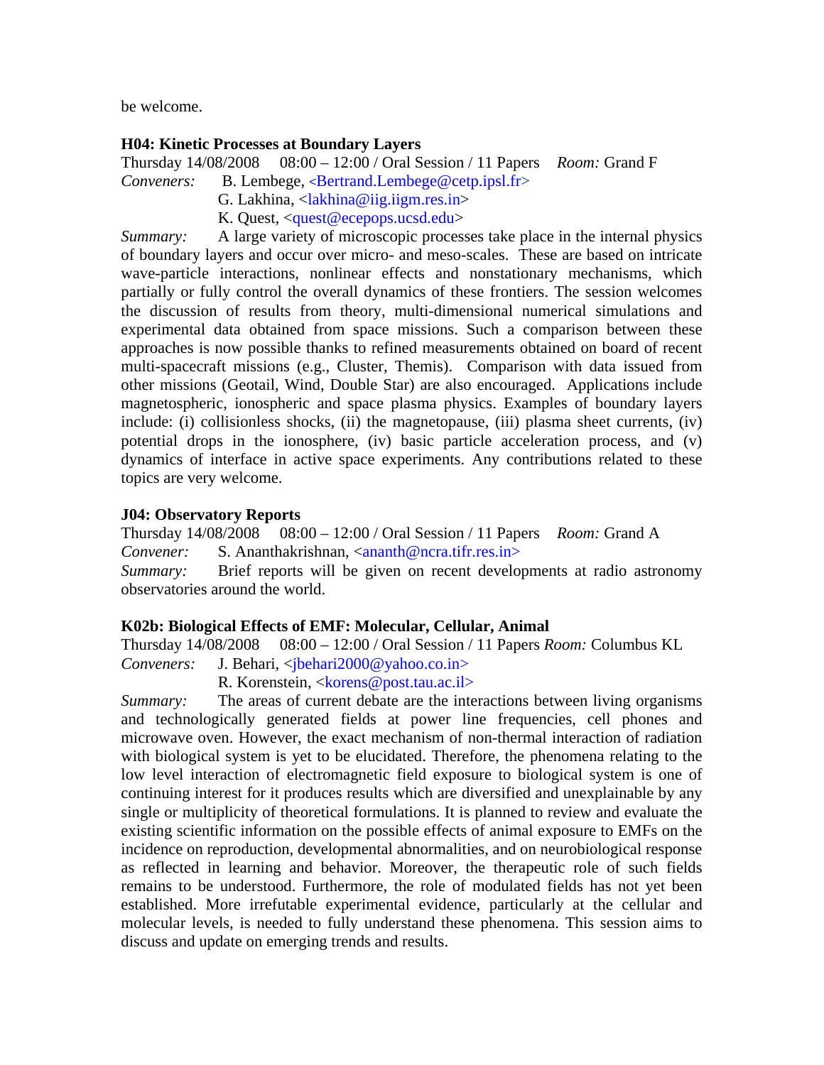be welcome.

**H04: Kinetic Processes at Boundary Layers**

Thursday 14/08/2008 08:00 – 12:00 / Oral Session / 11 Papers *Room:* Grand F

*Conveners:* B. Lembege, <Bertrand.Lembege@cetp.ipsl.fr>
G. Lakhina, <lakhina@iig.iigm.res.in>
K. Quest, <quest@ecepops.ucsd.edu>

*Summary:* A large variety of microscopic processes take place in the internal physics of boundary layers and occur over micro- and meso-scales. These are based on intricate wave-particle interactions, nonlinear effects and nonstationary mechanisms, which partially or fully control the overall dynamics of these frontiers. The session welcomes the discussion of results from theory, multi-dimensional numerical simulations and experimental data obtained from space missions. Such a comparison between these approaches is now possible thanks to refined measurements obtained on board of recent multi-spacecraft missions (e.g., Cluster, Themis). Comparison with data issued from other missions (Geotail, Wind, Double Star) are also encouraged. Applications include magnetospheric, ionospheric and space plasma physics. Examples of boundary layers include: (i) collisionless shocks, (ii) the magnetopause, (iii) plasma sheet currents, (iv) potential drops in the ionosphere, (iv) basic particle acceleration process, and (v) dynamics of interface in active space experiments. Any contributions related to these topics are very welcome.

**J04: Observatory Reports**

Thursday 14/08/2008 08:00 – 12:00 / Oral Session / 11 Papers *Room:* Grand A

*Convener:* S. Ananthakrishnan, <ananth@ncra.tifr.res.in>

*Summary:* Brief reports will be given on recent developments at radio astronomy observatories around the world.

**K02b: Biological Effects of EMF: Molecular, Cellular, Animal**

Thursday 14/08/2008 08:00 – 12:00 / Oral Session / 11 Papers *Room:* Columbus KL

*Conveners:* J. Behari, <jbehari2000@yahoo.co.in>
R. Korenstein, <korens@post.tau.ac.il>

*Summary:* The areas of current debate are the interactions between living organisms and technologically generated fields at power line frequencies, cell phones and microwave oven. However, the exact mechanism of non-thermal interaction of radiation with biological system is yet to be elucidated. Therefore, the phenomena relating to the low level interaction of electromagnetic field exposure to biological system is one of continuing interest for it produces results which are diversified and unexplainable by any single or multiplicity of theoretical formulations. It is planned to review and evaluate the existing scientific information on the possible effects of animal exposure to EMFs on the incidence on reproduction, developmental abnormalities, and on neurobiological response as reflected in learning and behavior. Moreover, the therapeutic role of such fields remains to be understood. Furthermore, the role of modulated fields has not yet been established. More irrefutable experimental evidence, particularly at the cellular and molecular levels, is needed to fully understand these phenomena. This session aims to discuss and update on emerging trends and results.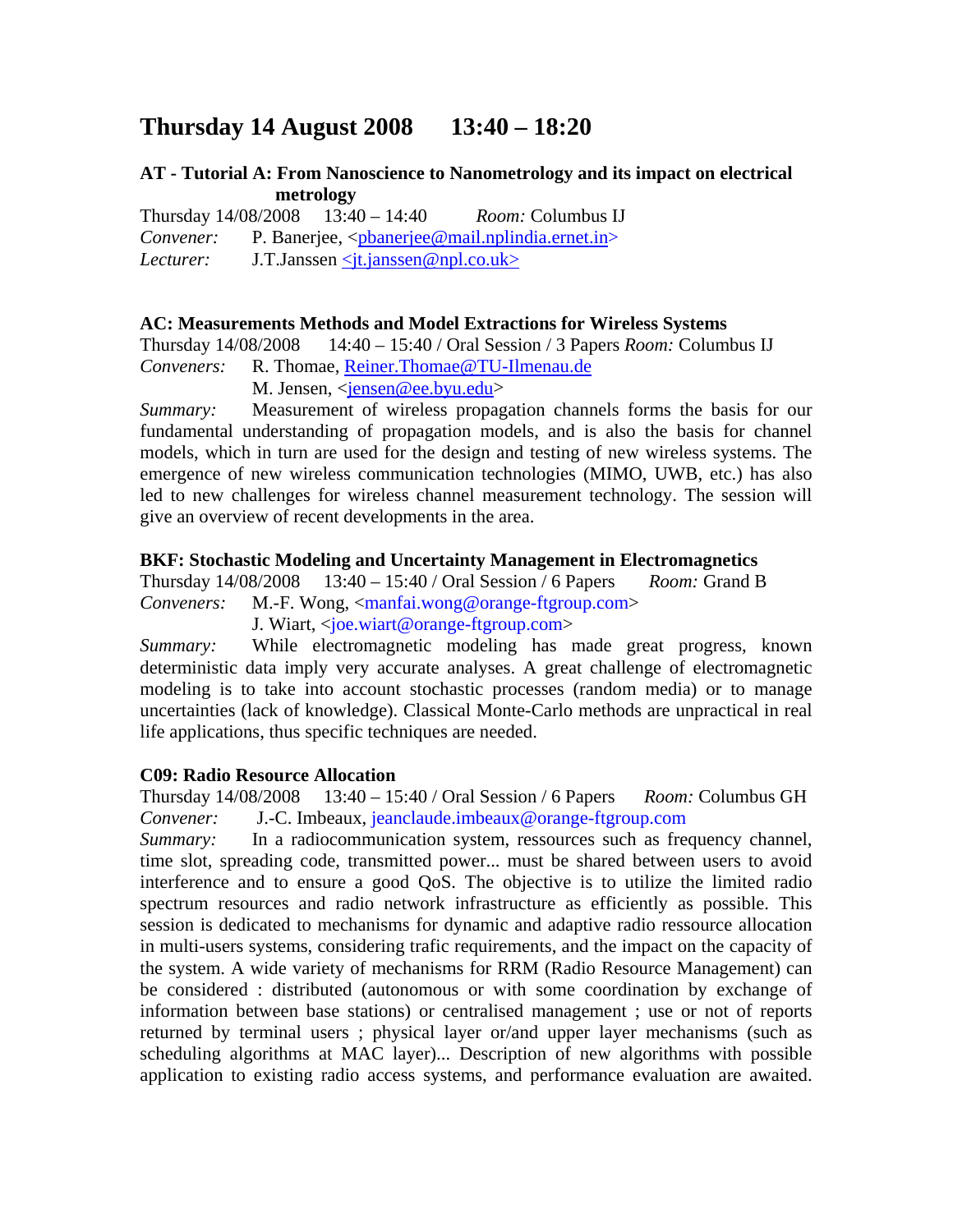# Thursday 14 August 2008 13:40 – 18:20

### AT - Tutorial A: From Nanoscience to Nanometrology and its impact on electrical metrology

Thursday 14/08/2008 13:40 – 14:40 *Room:* Columbus IJ
*Convener:* P. Banerjee, <pbanerjee@mail.nplindia.ernet.in>
*Lecturer:* J.T.Janssen <jt.janssen@npl.co.uk>

### AC: Measurements Methods and Model Extractions for Wireless Systems

Thursday 14/08/2008 14:40 – 15:40 / Oral Session / 3 Papers *Room:* Columbus IJ
*Conveners:* R. Thomae, Reiner.Thomae@TU-Ilmenau.de
M. Jensen, <jensen@ee.byu.edu>

*Summary:* Measurement of wireless propagation channels forms the basis for our fundamental understanding of propagation models, and is also the basis for channel models, which in turn are used for the design and testing of new wireless systems. The emergence of new wireless communication technologies (MIMO, UWB, etc.) has also led to new challenges for wireless channel measurement technology. The session will give an overview of recent developments in the area.

### BKF: Stochastic Modeling and Uncertainty Management in Electromagnetics

Thursday 14/08/2008 13:40 – 15:40 / Oral Session / 6 Papers *Room:* Grand B
*Conveners:* M.-F. Wong, <manfai.wong@orange-ftgroup.com>
J. Wiart, <joe.wiart@orange-ftgroup.com>

*Summary:* While electromagnetic modeling has made great progress, known deterministic data imply very accurate analyses. A great challenge of electromagnetic modeling is to take into account stochastic processes (random media) or to manage uncertainties (lack of knowledge). Classical Monte-Carlo methods are unpractical in real life applications, thus specific techniques are needed.

### C09: Radio Resource Allocation

Thursday 14/08/2008 13:40 – 15:40 / Oral Session / 6 Papers *Room:* Columbus GH
*Convener:* J.-C. Imbeaux, jeanclaude.imbeaux@orange-ftgroup.com

*Summary:* In a radiocommunication system, ressources such as frequency channel, time slot, spreading code, transmitted power... must be shared between users to avoid interference and to ensure a good QoS. The objective is to utilize the limited radio spectrum resources and radio network infrastructure as efficiently as possible. This session is dedicated to mechanisms for dynamic and adaptive radio ressource allocation in multi-users systems, considering trafic requirements, and the impact on the capacity of the system. A wide variety of mechanisms for RRM (Radio Resource Management) can be considered : distributed (autonomous or with some coordination by exchange of information between base stations) or centralised management ; use or not of reports returned by terminal users ; physical layer or/and upper layer mechanisms (such as scheduling algorithms at MAC layer)... Description of new algorithms with possible application to existing radio access systems, and performance evaluation are awaited.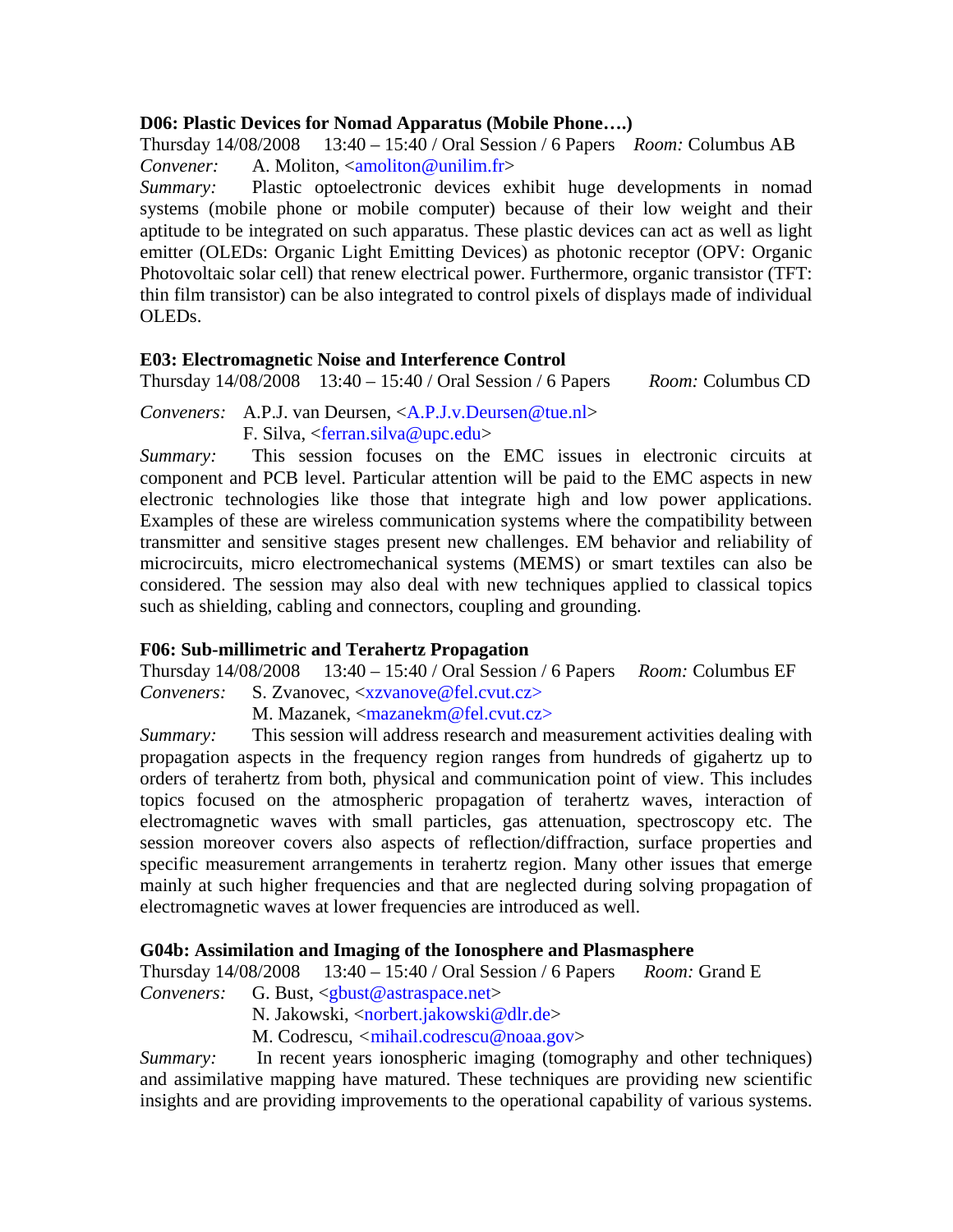### D06: Plastic Devices for Nomad Apparatus (Mobile Phone….)

Thursday 14/08/2008 13:40 – 15:40 / Oral Session / 6 Papers *Room:* Columbus AB

*Convener:* A. Moliton, <amoliton@unilim.fr>

*Summary:* Plastic optoelectronic devices exhibit huge developments in nomad systems (mobile phone or mobile computer) because of their low weight and their aptitude to be integrated on such apparatus. These plastic devices can act as well as light emitter (OLEDs: Organic Light Emitting Devices) as photonic receptor (OPV: Organic Photovoltaic solar cell) that renew electrical power. Furthermore, organic transistor (TFT: thin film transistor) can be also integrated to control pixels of displays made of individual OLEDs.

### E03: Electromagnetic Noise and Interference Control

Thursday 14/08/2008 13:40 – 15:40 / Oral Session / 6 Papers *Room:* Columbus CD

*Conveners:* A.P.J. van Deursen, <A.P.J.v.Deursen@tue.nl>
F. Silva, <ferran.silva@upc.edu>

*Summary:* This session focuses on the EMC issues in electronic circuits at component and PCB level. Particular attention will be paid to the EMC aspects in new electronic technologies like those that integrate high and low power applications. Examples of these are wireless communication systems where the compatibility between transmitter and sensitive stages present new challenges. EM behavior and reliability of microcircuits, micro electromechanical systems (MEMS) or smart textiles can also be considered. The session may also deal with new techniques applied to classical topics such as shielding, cabling and connectors, coupling and grounding.

### F06: Sub-millimetric and Terahertz Propagation

Thursday 14/08/2008 13:40 – 15:40 / Oral Session / 6 Papers *Room:* Columbus EF

*Conveners:* S. Zvanovec, <xzvanove@fel.cvut.cz>
M. Mazanek, <mazanekm@fel.cvut.cz>

*Summary:* This session will address research and measurement activities dealing with propagation aspects in the frequency region ranges from hundreds of gigahertz up to orders of terahertz from both, physical and communication point of view. This includes topics focused on the atmospheric propagation of terahertz waves, interaction of electromagnetic waves with small particles, gas attenuation, spectroscopy etc. The session moreover covers also aspects of reflection/diffraction, surface properties and specific measurement arrangements in terahertz region. Many other issues that emerge mainly at such higher frequencies and that are neglected during solving propagation of electromagnetic waves at lower frequencies are introduced as well.

### G04b: Assimilation and Imaging of the Ionosphere and Plasmasphere

Thursday 14/08/2008 13:40 – 15:40 / Oral Session / 6 Papers *Room:* Grand E

*Conveners:* G. Bust, <gbust@astraspace.net>
N. Jakowski, <norbert.jakowski@dlr.de>
M. Codrescu, <mihail.codrescu@noaa.gov>

*Summary:* In recent years ionospheric imaging (tomography and other techniques) and assimilative mapping have matured. These techniques are providing new scientific insights and are providing improvements to the operational capability of various systems.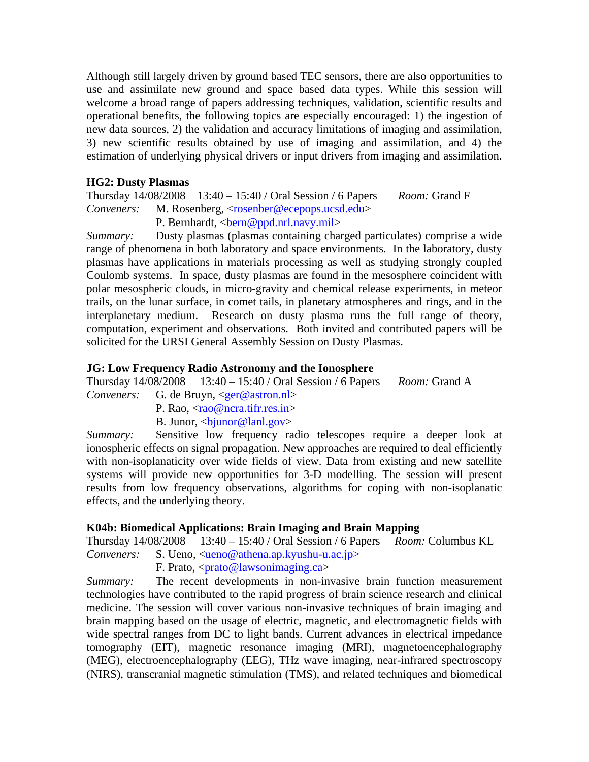Although still largely driven by ground based TEC sensors, there are also opportunities to use and assimilate new ground and space based data types. While this session will welcome a broad range of papers addressing techniques, validation, scientific results and operational benefits, the following topics are especially encouraged: 1) the ingestion of new data sources, 2) the validation and accuracy limitations of imaging and assimilation, 3) new scientific results obtained by use of imaging and assimilation, and 4) the estimation of underlying physical drivers or input drivers from imaging and assimilation.

**HG2: Dusty Plasmas**

Thursday 14/08/2008    13:40 – 15:40 / Oral Session / 6 Papers    *Room:* Grand F

*Conveners:*    M. Rosenberg, <rosenber@ecepops.ucsd.edu>
P. Bernhardt, <bern@ppd.nrl.navy.mil>

*Summary:*    Dusty plasmas (plasmas containing charged particulates) comprise a wide range of phenomena in both laboratory and space environments. In the laboratory, dusty plasmas have applications in materials processing as well as studying strongly coupled Coulomb systems. In space, dusty plasmas are found in the mesosphere coincident with polar mesospheric clouds, in micro-gravity and chemical release experiments, in meteor trails, on the lunar surface, in comet tails, in planetary atmospheres and rings, and in the interplanetary medium. Research on dusty plasma runs the full range of theory, computation, experiment and observations. Both invited and contributed papers will be solicited for the URSI General Assembly Session on Dusty Plasmas.

**JG: Low Frequency Radio Astronomy and the Ionosphere**

Thursday 14/08/2008    13:40 – 15:40 / Oral Session / 6 Papers    *Room:* Grand A

*Conveners:*    G. de Bruyn, <ger@astron.nl>
P. Rao, <rao@ncra.tifr.res.in>
B. Junor, <bjunor@lanl.gov>

*Summary:*    Sensitive low frequency radio telescopes require a deeper look at ionospheric effects on signal propagation. New approaches are required to deal efficiently with non-isoplanaticity over wide fields of view. Data from existing and new satellite systems will provide new opportunities for 3-D modelling. The session will present results from low frequency observations, algorithms for coping with non-isoplanatic effects, and the underlying theory.

**K04b: Biomedical Applications: Brain Imaging and Brain Mapping**

Thursday 14/08/2008    13:40 – 15:40 / Oral Session / 6 Papers    *Room:* Columbus KL

*Conveners:*    S. Ueno, <ueno@athena.ap.kyushu-u.ac.jp>
F. Prato, <prato@lawsonimaging.ca>

*Summary:*    The recent developments in non-invasive brain function measurement technologies have contributed to the rapid progress of brain science research and clinical medicine. The session will cover various non-invasive techniques of brain imaging and brain mapping based on the usage of electric, magnetic, and electromagnetic fields with wide spectral ranges from DC to light bands. Current advances in electrical impedance tomography (EIT), magnetic resonance imaging (MRI), magnetoencephalography (MEG), electroencephalography (EEG), THz wave imaging, near-infrared spectroscopy (NIRS), transcranial magnetic stimulation (TMS), and related techniques and biomedical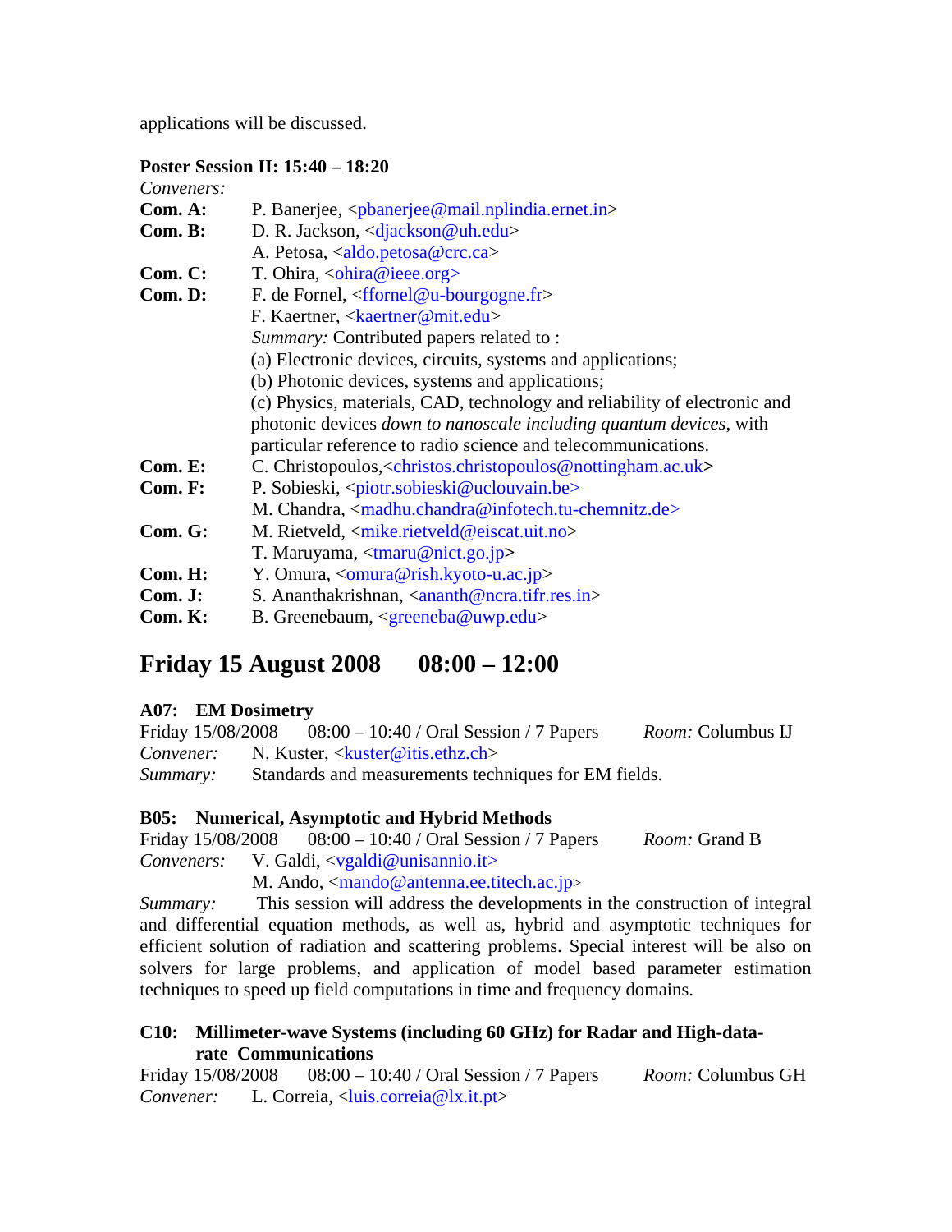applications will be discussed.

**Poster Session II: 15:40 – 18:20**

*Conveners:*

**Com. A:** P. Banerjee, <pbanerjee@mail.nplindia.ernet.in>

**Com. B:** D. R. Jackson, <djackson@uh.edu>
A. Petosa, <aldo.petosa@crc.ca>

**Com. C:** T. Ohira, <ohira@ieee.org>

**Com. D:** F. de Fornel, <ffornel@u-bourgogne.fr>
F. Kaertner, <kaertner@mit.edu>
*Summary:* Contributed papers related to :
(a) Electronic devices, circuits, systems and applications;
(b) Photonic devices, systems and applications;
(c) Physics, materials, CAD, technology and reliability of electronic and photonic devices *down to nanoscale including quantum devices*, with particular reference to radio science and telecommunications.

**Com. E:** C. Christopoulos,<christos.christopoulos@nottingham.ac.uk>

**Com. F:** P. Sobieski, <piotr.sobieski@uclouvain.be>
M. Chandra, <madhu.chandra@infotech.tu-chemnitz.de>

**Com. G:** M. Rietveld, <mike.rietveld@eiscat.uit.no>
T. Maruyama, <tmaru@nict.go.jp>

**Com. H:** Y. Omura, <omura@rish.kyoto-u.ac.jp>

**Com. J:** S. Ananthakrishnan, <ananth@ncra.tifr.res.in>

**Com. K:** B. Greenebaum, <greeneba@uwp.edu>

## Friday 15 August 2008 08:00 – 12:00

### A07: EM Dosimetry

Friday 15/08/2008 08:00 – 10:40 / Oral Session / 7 Papers *Room:* Columbus IJ

*Convener:* N. Kuster, <kuster@itis.ethz.ch>

*Summary:* Standards and measurements techniques for EM fields.

### B05: Numerical, Asymptotic and Hybrid Methods

Friday 15/08/2008 08:00 – 10:40 / Oral Session / 7 Papers *Room:* Grand B

*Conveners:* V. Galdi, <vgaldi@unisannio.it>
M. Ando, <mando@antenna.ee.titech.ac.jp>

*Summary:* This session will address the developments in the construction of integral and differential equation methods, as well as, hybrid and asymptotic techniques for efficient solution of radiation and scattering problems. Special interest will be also on solvers for large problems, and application of model based parameter estimation techniques to speed up field computations in time and frequency domains.

### C10: Millimeter-wave Systems (including 60 GHz) for Radar and High-data-rate Communications

Friday 15/08/2008 08:00 – 10:40 / Oral Session / 7 Papers *Room:* Columbus GH

*Convener:* L. Correia, <luis.correia@lx.it.pt>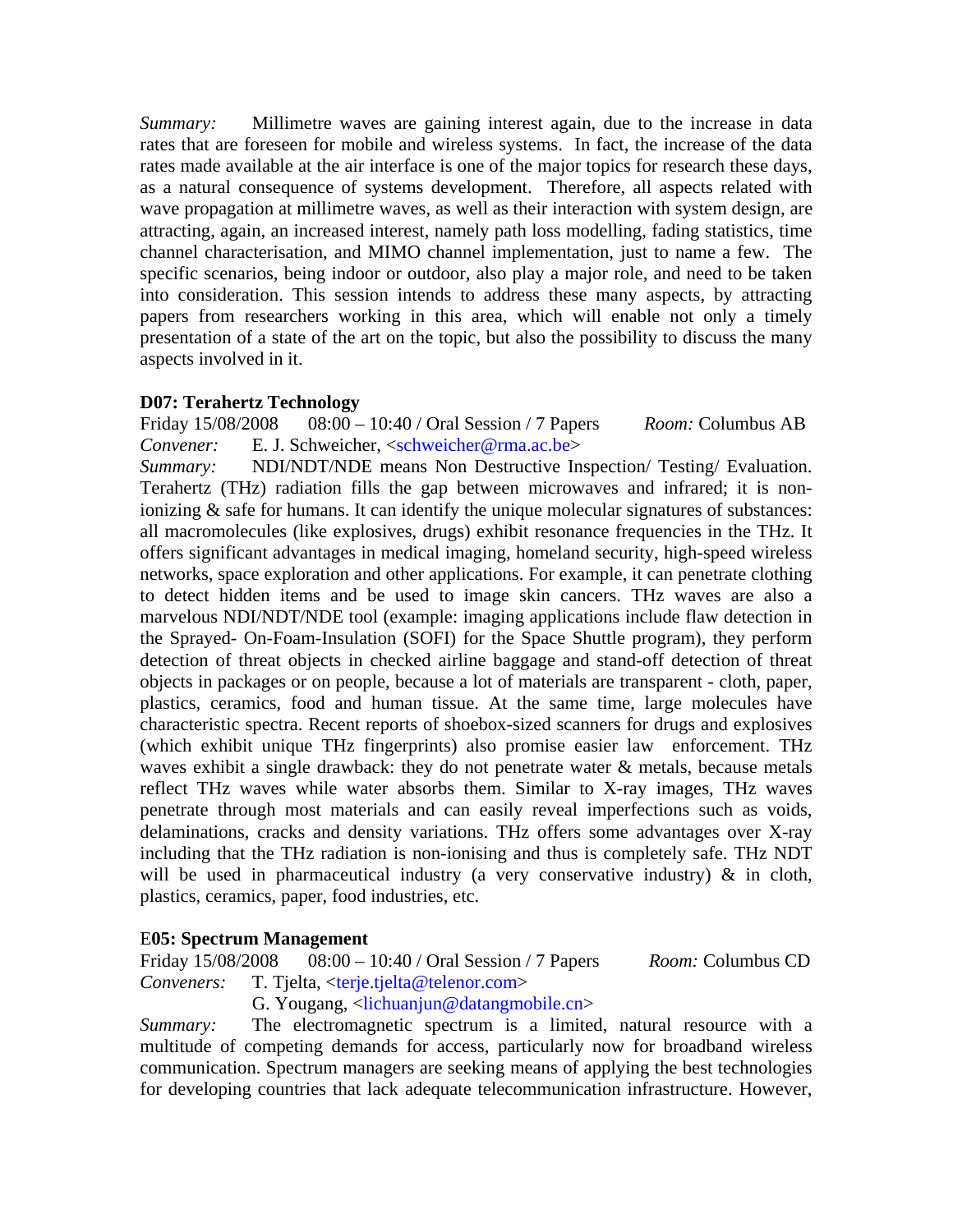*Summary:* Millimetre waves are gaining interest again, due to the increase in data rates that are foreseen for mobile and wireless systems. In fact, the increase of the data rates made available at the air interface is one of the major topics for research these days, as a natural consequence of systems development. Therefore, all aspects related with wave propagation at millimetre waves, as well as their interaction with system design, are attracting, again, an increased interest, namely path loss modelling, fading statistics, time channel characterisation, and MIMO channel implementation, just to name a few. The specific scenarios, being indoor or outdoor, also play a major role, and need to be taken into consideration. This session intends to address these many aspects, by attracting papers from researchers working in this area, which will enable not only a timely presentation of a state of the art on the topic, but also the possibility to discuss the many aspects involved in it.

**D07: Terahertz Technology**

Friday 15/08/2008 08:00 – 10:40 / Oral Session / 7 Papers *Room:* Columbus AB

*Convener:* E. J. Schweicher, <schweicher@rma.ac.be>

*Summary:* NDI/NDT/NDE means Non Destructive Inspection/ Testing/ Evaluation. Terahertz (THz) radiation fills the gap between microwaves and infrared; it is non-ionizing & safe for humans. It can identify the unique molecular signatures of substances: all macromolecules (like explosives, drugs) exhibit resonance frequencies in the THz. It offers significant advantages in medical imaging, homeland security, high-speed wireless networks, space exploration and other applications. For example, it can penetrate clothing to detect hidden items and be used to image skin cancers. THz waves are also a marvelous NDI/NDT/NDE tool (example: imaging applications include flaw detection in the Sprayed- On-Foam-Insulation (SOFI) for the Space Shuttle program), they perform detection of threat objects in checked airline baggage and stand-off detection of threat objects in packages or on people, because a lot of materials are transparent - cloth, paper, plastics, ceramics, food and human tissue. At the same time, large molecules have characteristic spectra. Recent reports of shoebox-sized scanners for drugs and explosives (which exhibit unique THz fingerprints) also promise easier law enforcement. THz waves exhibit a single drawback: they do not penetrate water & metals, because metals reflect THz waves while water absorbs them. Similar to X-ray images, THz waves penetrate through most materials and can easily reveal imperfections such as voids, delaminations, cracks and density variations. THz offers some advantages over X-ray including that the THz radiation is non-ionising and thus is completely safe. THz NDT will be used in pharmaceutical industry (a very conservative industry) & in cloth, plastics, ceramics, paper, food industries, etc.

**E05: Spectrum Management**

Friday 15/08/2008 08:00 – 10:40 / Oral Session / 7 Papers *Room:* Columbus CD

*Conveners:* T. Tjelta, <terje.tjelta@telenor.com>

G. Yougang, <lichuanjun@datangmobile.cn>

*Summary:* The electromagnetic spectrum is a limited, natural resource with a multitude of competing demands for access, particularly now for broadband wireless communication. Spectrum managers are seeking means of applying the best technologies for developing countries that lack adequate telecommunication infrastructure. However,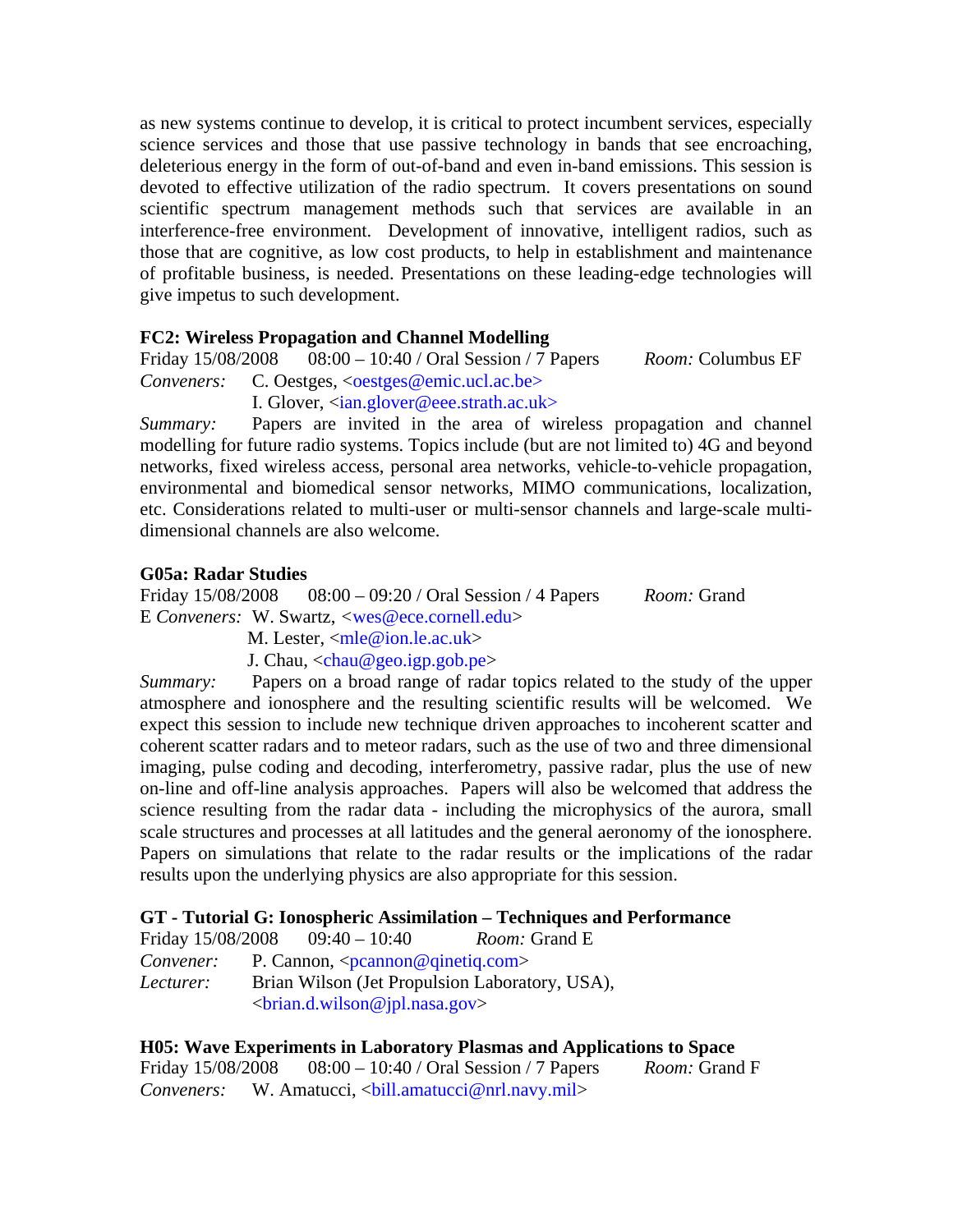as new systems continue to develop, it is critical to protect incumbent services, especially science services and those that use passive technology in bands that see encroaching, deleterious energy in the form of out-of-band and even in-band emissions. This session is devoted to effective utilization of the radio spectrum. It covers presentations on sound scientific spectrum management methods such that services are available in an interference-free environment. Development of innovative, intelligent radios, such as those that are cognitive, as low cost products, to help in establishment and maintenance of profitable business, is needed. Presentations on these leading-edge technologies will give impetus to such development.

**FC2: Wireless Propagation and Channel Modelling**

Friday 15/08/2008 08:00 – 10:40 / Oral Session / 7 Papers *Room:* Columbus EF

*Conveners:* C. Oestges, <oestges@emic.ucl.ac.be>
I. Glover, <ian.glover@eee.strath.ac.uk>

*Summary:* Papers are invited in the area of wireless propagation and channel modelling for future radio systems. Topics include (but are not limited to) 4G and beyond networks, fixed wireless access, personal area networks, vehicle-to-vehicle propagation, environmental and biomedical sensor networks, MIMO communications, localization, etc. Considerations related to multi-user or multi-sensor channels and large-scale multi-dimensional channels are also welcome.

**G05a: Radar Studies**

Friday 15/08/2008 08:00 – 09:20 / Oral Session / 4 Papers *Room:* Grand E

*Conveners:* W. Swartz, <wes@ece.cornell.edu>
M. Lester, <mle@ion.le.ac.uk>
J. Chau, <chau@geo.igp.gob.pe>

*Summary:* Papers on a broad range of radar topics related to the study of the upper atmosphere and ionosphere and the resulting scientific results will be welcomed. We expect this session to include new technique driven approaches to incoherent scatter and coherent scatter radars and to meteor radars, such as the use of two and three dimensional imaging, pulse coding and decoding, interferometry, passive radar, plus the use of new on-line and off-line analysis approaches. Papers will also be welcomed that address the science resulting from the radar data - including the microphysics of the aurora, small scale structures and processes at all latitudes and the general aeronomy of the ionosphere. Papers on simulations that relate to the radar results or the implications of the radar results upon the underlying physics are also appropriate for this session.

**GT - Tutorial G: Ionospheric Assimilation – Techniques and Performance**

Friday 15/08/2008 09:40 – 10:40 *Room:* Grand E

*Convener:* P. Cannon, <pcannon@qinetiq.com>

*Lecturer:* Brian Wilson (Jet Propulsion Laboratory, USA),
<brian.d.wilson@jpl.nasa.gov>

**H05: Wave Experiments in Laboratory Plasmas and Applications to Space**

Friday 15/08/2008 08:00 – 10:40 / Oral Session / 7 Papers *Room:* Grand F

*Conveners:* W. Amatucci, <bill.amatucci@nrl.navy.mil>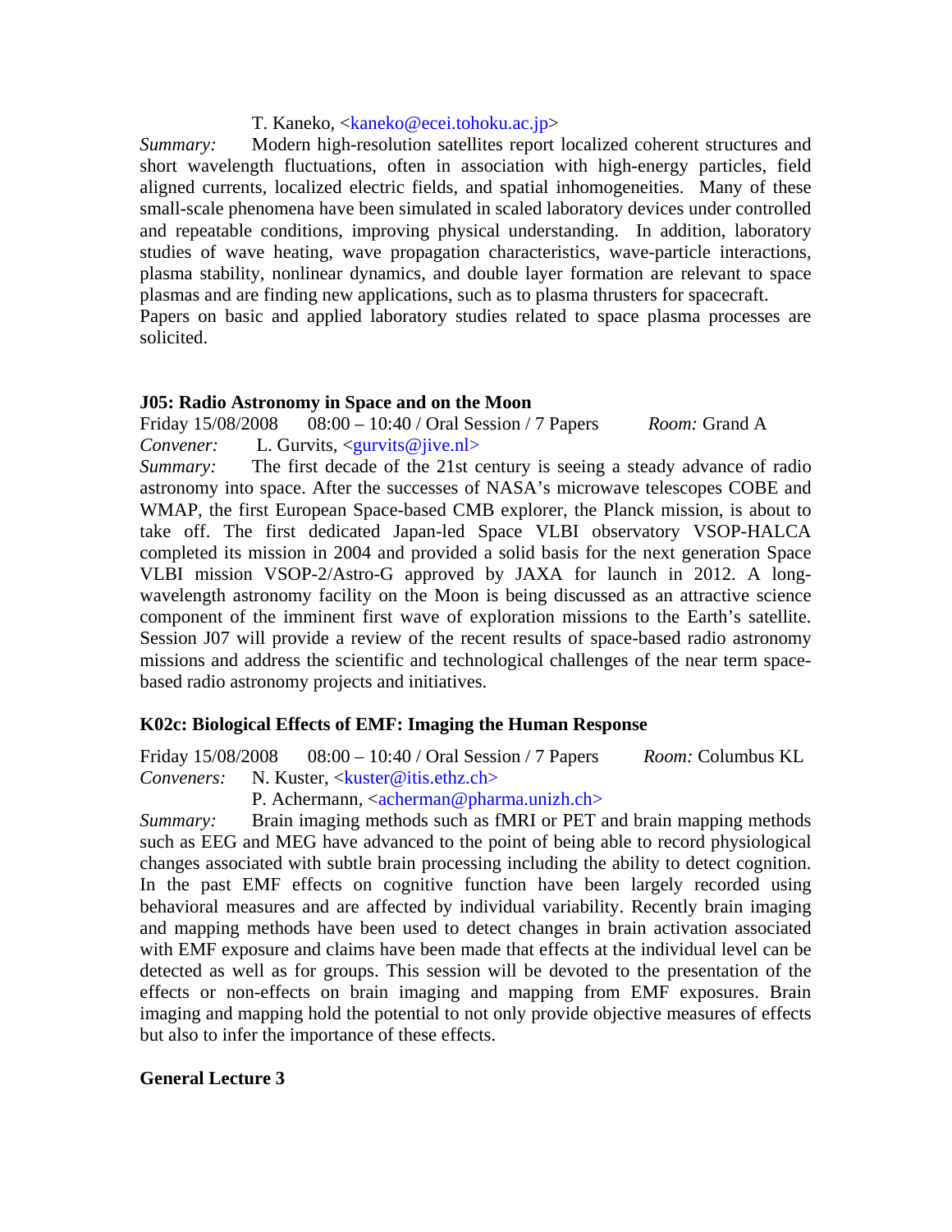T. Kaneko, <kaneko@ecei.tohoku.ac.jp>

*Summary:* Modern high-resolution satellites report localized coherent structures and short wavelength fluctuations, often in association with high-energy particles, field aligned currents, localized electric fields, and spatial inhomogeneities. Many of these small-scale phenomena have been simulated in scaled laboratory devices under controlled and repeatable conditions, improving physical understanding. In addition, laboratory studies of wave heating, wave propagation characteristics, wave-particle interactions, plasma stability, nonlinear dynamics, and double layer formation are relevant to space plasmas and are finding new applications, such as to plasma thrusters for spacecraft.
Papers on basic and applied laboratory studies related to space plasma processes are solicited.

**J05: Radio Astronomy in Space and on the Moon**

Friday 15/08/2008 08:00 – 10:40 / Oral Session / 7 Papers *Room:* Grand A

*Convener:* L. Gurvits, <gurvits@jive.nl>

*Summary:* The first decade of the 21st century is seeing a steady advance of radio astronomy into space. After the successes of NASA's microwave telescopes COBE and WMAP, the first European Space-based CMB explorer, the Planck mission, is about to take off. The first dedicated Japan-led Space VLBI observatory VSOP-HALCA completed its mission in 2004 and provided a solid basis for the next generation Space VLBI mission VSOP-2/Astro-G approved by JAXA for launch in 2012. A long-wavelength astronomy facility on the Moon is being discussed as an attractive science component of the imminent first wave of exploration missions to the Earth's satellite. Session J07 will provide a review of the recent results of space-based radio astronomy missions and address the scientific and technological challenges of the near term space-based radio astronomy projects and initiatives.

**K02c: Biological Effects of EMF: Imaging the Human Response**

Friday 15/08/2008 08:00 – 10:40 / Oral Session / 7 Papers *Room:* Columbus KL

*Conveners:* N. Kuster, <kuster@itis.ethz.ch>
P. Achermann, <acherman@pharma.unizh.ch>

*Summary:* Brain imaging methods such as fMRI or PET and brain mapping methods such as EEG and MEG have advanced to the point of being able to record physiological changes associated with subtle brain processing including the ability to detect cognition. In the past EMF effects on cognitive function have been largely recorded using behavioral measures and are affected by individual variability. Recently brain imaging and mapping methods have been used to detect changes in brain activation associated with EMF exposure and claims have been made that effects at the individual level can be detected as well as for groups. This session will be devoted to the presentation of the effects or non-effects on brain imaging and mapping from EMF exposures. Brain imaging and mapping hold the potential to not only provide objective measures of effects but also to infer the importance of these effects.

**General Lecture 3**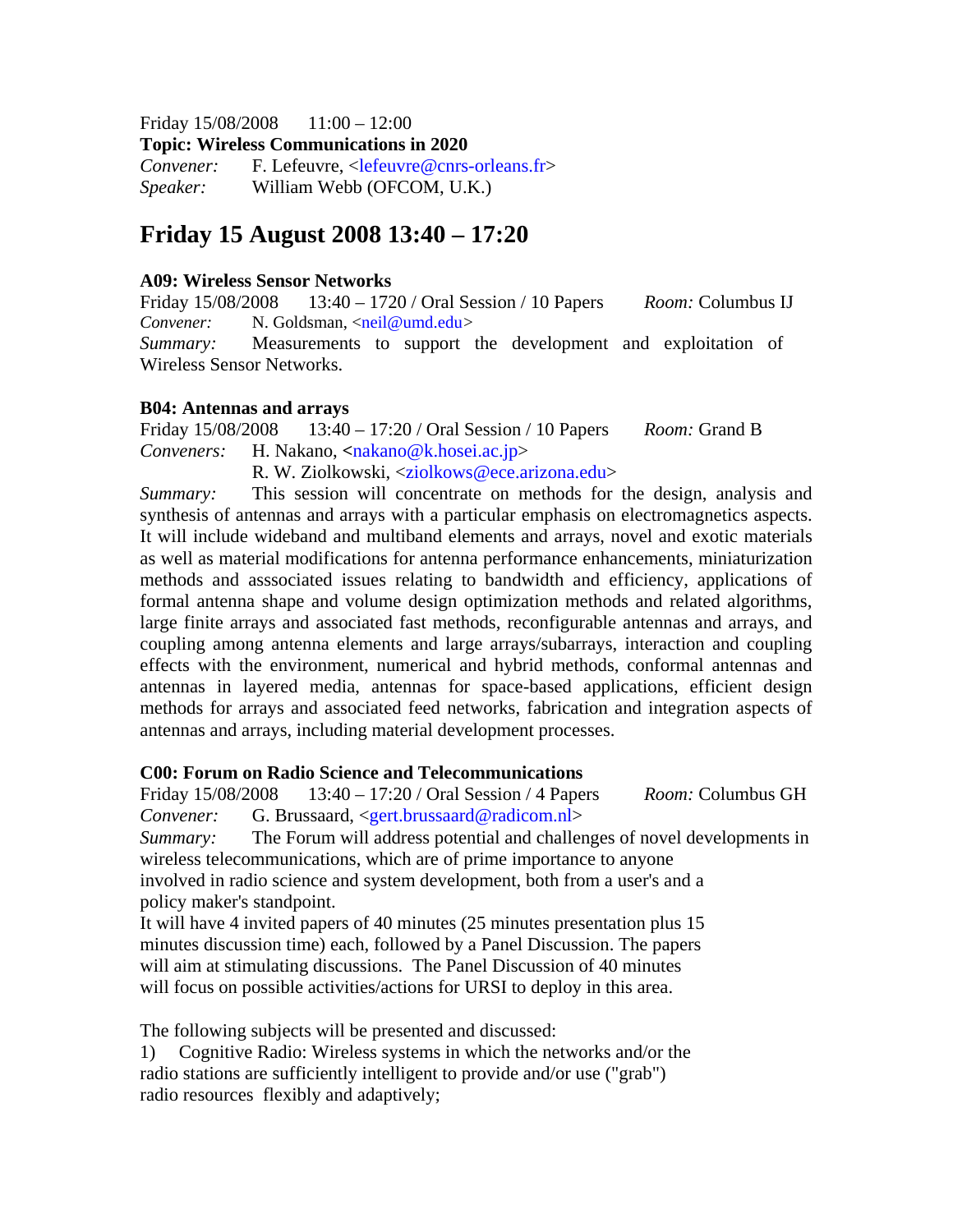Friday 15/08/2008     11:00 – 12:00
**Topic: Wireless Communications in 2020**
*Convener:*     F. Lefeuvre, <lefeuvre@cnrs-orleans.fr>
*Speaker:*     William Webb (OFCOM, U.K.)

# Friday 15 August 2008 13:40 – 17:20

### A09: Wireless Sensor Networks

Friday 15/08/2008     13:40 – 1720 / Oral Session / 10 Papers     *Room:* Columbus IJ
*Convener:*     N. Goldsman, <neil@umd.edu>
*Summary:*     Measurements to support the development and exploitation of Wireless Sensor Networks.

### B04: Antennas and arrays

Friday 15/08/2008     13:40 – 17:20 / Oral Session / 10 Papers     *Room:* Grand B
*Conveners:*     H. Nakano, <nakano@k.hosei.ac.jp>
R. W. Ziolkowski, <ziolkows@ece.arizona.edu>
*Summary:*     This session will concentrate on methods for the design, analysis and synthesis of antennas and arrays with a particular emphasis on electromagnetics aspects. It will include wideband and multiband elements and arrays, novel and exotic materials as well as material modifications for antenna performance enhancements, miniaturization methods and asssociated issues relating to bandwidth and efficiency, applications of formal antenna shape and volume design optimization methods and related algorithms, large finite arrays and associated fast methods, reconfigurable antennas and arrays, and coupling among antenna elements and large arrays/subarrays, interaction and coupling effects with the environment, numerical and hybrid methods, conformal antennas and antennas in layered media, antennas for space-based applications, efficient design methods for arrays and associated feed networks, fabrication and integration aspects of antennas and arrays, including material development processes.

### C00: Forum on Radio Science and Telecommunications

Friday 15/08/2008     13:40 – 17:20 / Oral Session / 4 Papers     *Room:* Columbus GH
*Convener:*     G. Brussaard, <gert.brussaard@radicom.nl>
*Summary:*     The Forum will address potential and challenges of novel developments in wireless telecommunications, which are of prime importance to anyone involved in radio science and system development, both from a user's and a policy maker's standpoint.
It will have 4 invited papers of 40 minutes (25 minutes presentation plus 15 minutes discussion time) each, followed by a Panel Discussion. The papers will aim at stimulating discussions. The Panel Discussion of 40 minutes will focus on possible activities/actions for URSI to deploy in this area.

The following subjects will be presented and discussed:
1) Cognitive Radio: Wireless systems in which the networks and/or the radio stations are sufficiently intelligent to provide and/or use ("grab") radio resources flexibly and adaptively;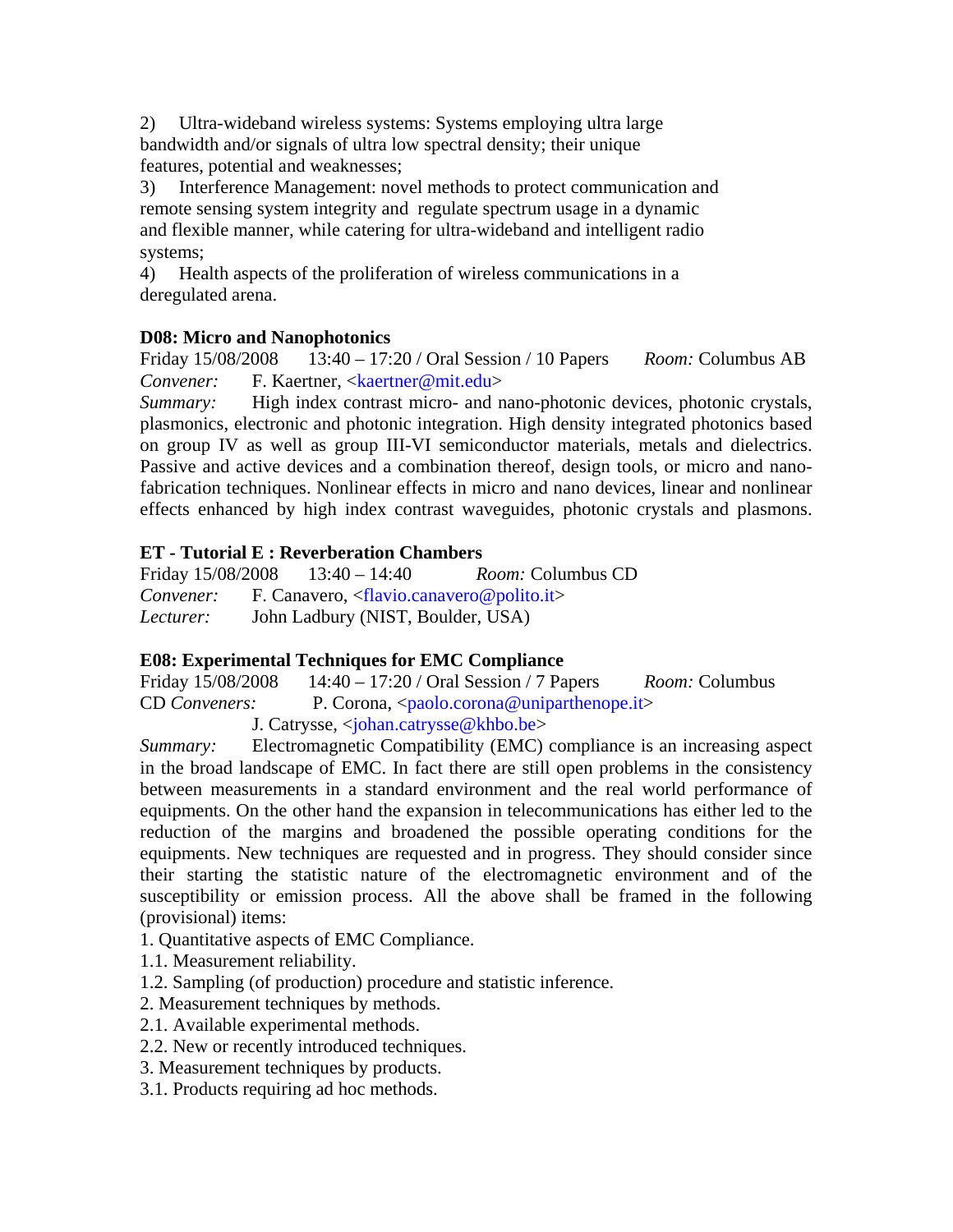2) Ultra-wideband wireless systems: Systems employing ultra large bandwidth and/or signals of ultra low spectral density; their unique features, potential and weaknesses;
3) Interference Management: novel methods to protect communication and remote sensing system integrity and regulate spectrum usage in a dynamic and flexible manner, while catering for ultra-wideband and intelligent radio systems;
4) Health aspects of the proliferation of wireless communications in a deregulated arena.

**D08: Micro and Nanophotonics**
Friday 15/08/2008 13:40 – 17:20 / Oral Session / 10 Papers *Room:* Columbus AB
*Convener:* F. Kaertner, <kaertner@mit.edu>
*Summary:* High index contrast micro- and nano-photonic devices, photonic crystals, plasmonics, electronic and photonic integration. High density integrated photonics based on group IV as well as group III-VI semiconductor materials, metals and dielectrics. Passive and active devices and a combination thereof, design tools, or micro and nano-fabrication techniques. Nonlinear effects in micro and nano devices, linear and nonlinear effects enhanced by high index contrast waveguides, photonic crystals and plasmons.

**ET - Tutorial E : Reverberation Chambers**
Friday 15/08/2008 13:40 – 14:40 *Room:* Columbus CD
*Convener:* F. Canavero, <flavio.canavero@polito.it>
*Lecturer:* John Ladbury (NIST, Boulder, USA)

**E08: Experimental Techniques for EMC Compliance**
Friday 15/08/2008 14:40 – 17:20 / Oral Session / 7 Papers *Room:* Columbus CD
*Conveners:* P. Corona, <paolo.corona@uniparthenope.it>
J. Catrysse, <johan.catrysse@khbo.be>
*Summary:* Electromagnetic Compatibility (EMC) compliance is an increasing aspect in the broad landscape of EMC. In fact there are still open problems in the consistency between measurements in a standard environment and the real world performance of equipments. On the other hand the expansion in telecommunications has either led to the reduction of the margins and broadened the possible operating conditions for the equipments. New techniques are requested and in progress. They should consider since their starting the statistic nature of the electromagnetic environment and of the susceptibility or emission process. All the above shall be framed in the following (provisional) items:
1. Quantitative aspects of EMC Compliance.
1.1. Measurement reliability.
1.2. Sampling (of production) procedure and statistic inference.
2. Measurement techniques by methods.
2.1. Available experimental methods.
2.2. New or recently introduced techniques.
3. Measurement techniques by products.
3.1. Products requiring ad hoc methods.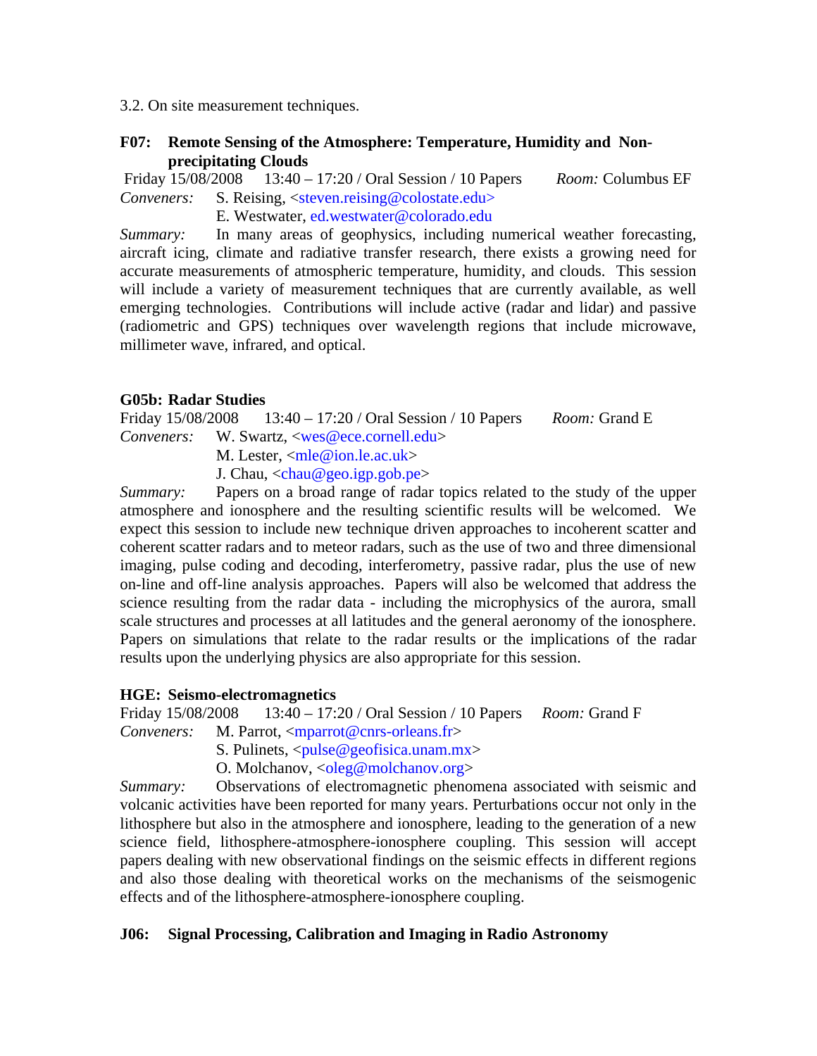3.2. On site measurement techniques.

### F07: Remote Sensing of the Atmosphere: Temperature, Humidity and Non-precipitating Clouds

Friday 15/08/2008 13:40 – 17:20 / Oral Session / 10 Papers *Room:* Columbus EF

*Conveners:* S. Reising, <steven.reising@colostate.edu>
E. Westwater, ed.westwater@colorado.edu

*Summary:* In many areas of geophysics, including numerical weather forecasting, aircraft icing, climate and radiative transfer research, there exists a growing need for accurate measurements of atmospheric temperature, humidity, and clouds. This session will include a variety of measurement techniques that are currently available, as well emerging technologies. Contributions will include active (radar and lidar) and passive (radiometric and GPS) techniques over wavelength regions that include microwave, millimeter wave, infrared, and optical.

### G05b: Radar Studies

Friday 15/08/2008 13:40 – 17:20 / Oral Session / 10 Papers *Room:* Grand E

*Conveners:* W. Swartz, <wes@ece.cornell.edu>
M. Lester, <mle@ion.le.ac.uk>
J. Chau, <chau@geo.igp.gob.pe>

*Summary:* Papers on a broad range of radar topics related to the study of the upper atmosphere and ionosphere and the resulting scientific results will be welcomed. We expect this session to include new technique driven approaches to incoherent scatter and coherent scatter radars and to meteor radars, such as the use of two and three dimensional imaging, pulse coding and decoding, interferometry, passive radar, plus the use of new on-line and off-line analysis approaches. Papers will also be welcomed that address the science resulting from the radar data - including the microphysics of the aurora, small scale structures and processes at all latitudes and the general aeronomy of the ionosphere. Papers on simulations that relate to the radar results or the implications of the radar results upon the underlying physics are also appropriate for this session.

### HGE: Seismo-electromagnetics

Friday 15/08/2008 13:40 – 17:20 / Oral Session / 10 Papers *Room:* Grand F

*Conveners:* M. Parrot, <mparrot@cnrs-orleans.fr>
S. Pulinets, <pulse@geofisica.unam.mx>
O. Molchanov, <oleg@molchanov.org>

*Summary:* Observations of electromagnetic phenomena associated with seismic and volcanic activities have been reported for many years. Perturbations occur not only in the lithosphere but also in the atmosphere and ionosphere, leading to the generation of a new science field, lithosphere-atmosphere-ionosphere coupling. This session will accept papers dealing with new observational findings on the seismic effects in different regions and also those dealing with theoretical works on the mechanisms of the seismogenic effects and of the lithosphere-atmosphere-ionosphere coupling.

### J06: Signal Processing, Calibration and Imaging in Radio Astronomy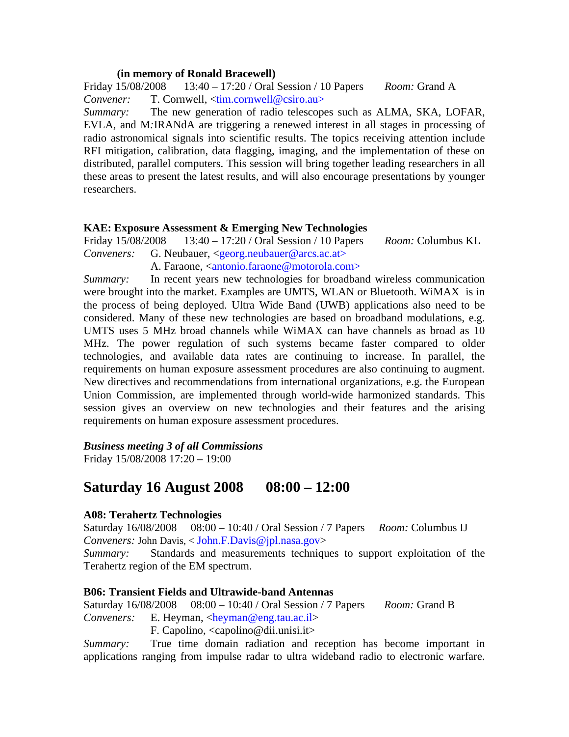**(in memory of Ronald Bracewell)**

Friday 15/08/2008 13:40 – 17:20 / Oral Session / 10 Papers *Room:* Grand A

*Convener:* T. Cornwell, <tim.cornwell@csiro.au>

*Summary:* The new generation of radio telescopes such as ALMA, SKA, LOFAR, EVLA, and M:IRANdA are triggering a renewed interest in all stages in processing of radio astronomical signals into scientific results. The topics receiving attention include RFI mitigation, calibration, data flagging, imaging, and the implementation of these on distributed, parallel computers. This session will bring together leading researchers in all these areas to present the latest results, and will also encourage presentations by younger researchers.

**KAE: Exposure Assessment & Emerging New Technologies**

Friday 15/08/2008 13:40 – 17:20 / Oral Session / 10 Papers *Room:* Columbus KL

*Conveners:* G. Neubauer, <georg.neubauer@arcs.ac.at>
A. Faraone, <antonio.faraone@motorola.com>

*Summary:* In recent years new technologies for broadband wireless communication were brought into the market. Examples are UMTS, WLAN or Bluetooth. WiMAX is in the process of being deployed. Ultra Wide Band (UWB) applications also need to be considered. Many of these new technologies are based on broadband modulations, e.g. UMTS uses 5 MHz broad channels while WiMAX can have channels as broad as 10 MHz. The power regulation of such systems became faster compared to older technologies, and available data rates are continuing to increase. In parallel, the requirements on human exposure assessment procedures are also continuing to augment. New directives and recommendations from international organizations, e.g. the European Union Commission, are implemented through world-wide harmonized standards. This session gives an overview on new technologies and their features and the arising requirements on human exposure assessment procedures.

***Business meeting 3 of all Commissions***

Friday 15/08/2008 17:20 – 19:00

## Saturday 16 August 2008 08:00 – 12:00

**A08: Terahertz Technologies**

Saturday 16/08/2008 08:00 – 10:40 / Oral Session / 7 Papers *Room:* Columbus IJ

*Conveners:* John Davis, < John.F.Davis@jpl.nasa.gov>

*Summary:* Standards and measurements techniques to support exploitation of the Terahertz region of the EM spectrum.

**B06: Transient Fields and Ultrawide-band Antennas**

Saturday 16/08/2008 08:00 – 10:40 / Oral Session / 7 Papers *Room:* Grand B

*Conveners:* E. Heyman, <heyman@eng.tau.ac.il>
F. Capolino, <capolino@dii.unisi.it>

*Summary:* True time domain radiation and reception has become important in applications ranging from impulse radar to ultra wideband radio to electronic warfare.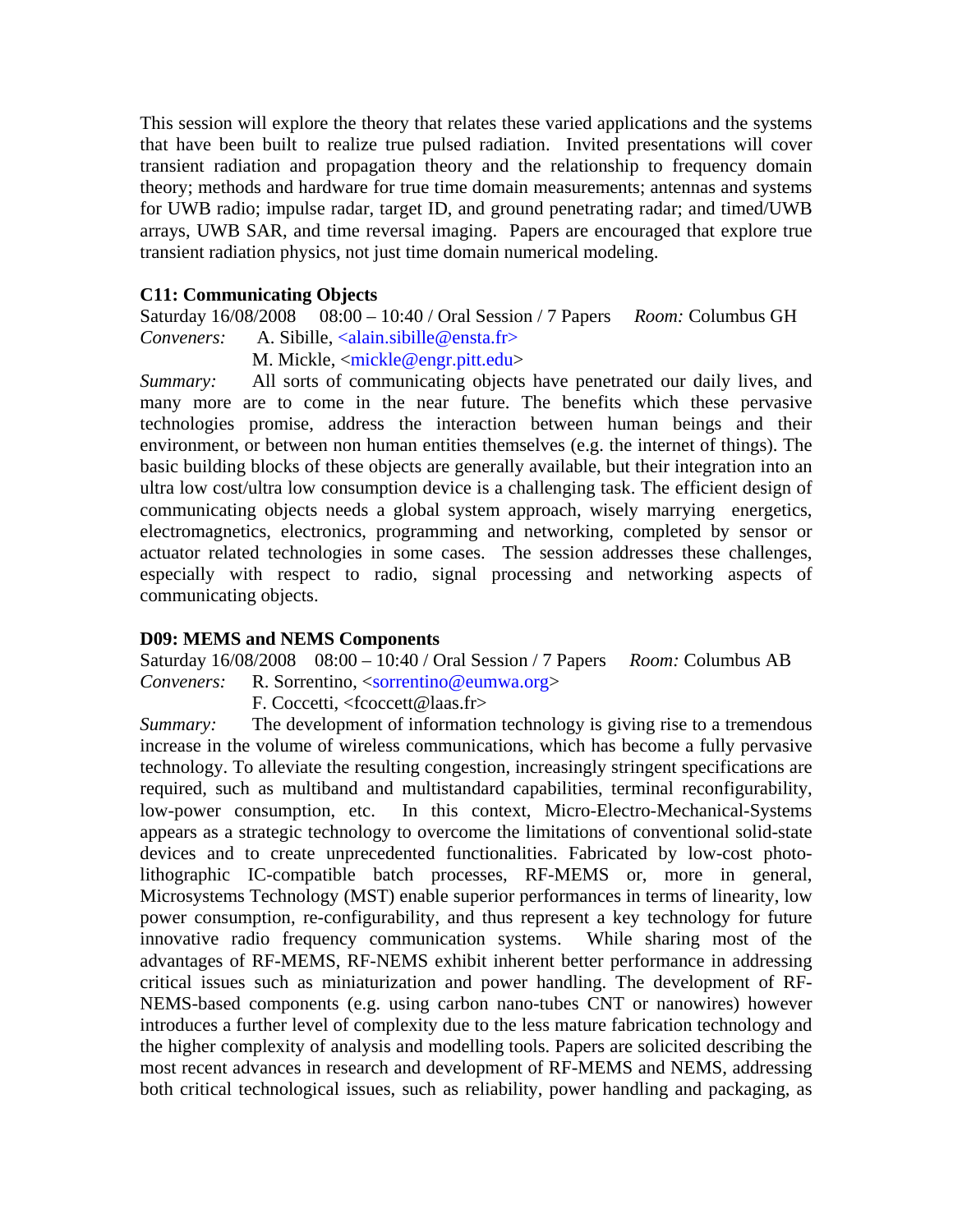This session will explore the theory that relates these varied applications and the systems that have been built to realize true pulsed radiation. Invited presentations will cover transient radiation and propagation theory and the relationship to frequency domain theory; methods and hardware for true time domain measurements; antennas and systems for UWB radio; impulse radar, target ID, and ground penetrating radar; and timed/UWB arrays, UWB SAR, and time reversal imaging. Papers are encouraged that explore true transient radiation physics, not just time domain numerical modeling.

### C11: Communicating Objects

Saturday 16/08/2008 08:00 – 10:40 / Oral Session / 7 Papers *Room:* Columbus GH

*Conveners:* A. Sibille, <alain.sibille@ensta.fr>
M. Mickle, <mickle@engr.pitt.edu>

*Summary:* All sorts of communicating objects have penetrated our daily lives, and many more are to come in the near future. The benefits which these pervasive technologies promise, address the interaction between human beings and their environment, or between non human entities themselves (e.g. the internet of things). The basic building blocks of these objects are generally available, but their integration into an ultra low cost/ultra low consumption device is a challenging task. The efficient design of communicating objects needs a global system approach, wisely marrying energetics, electromagnetics, electronics, programming and networking, completed by sensor or actuator related technologies in some cases. The session addresses these challenges, especially with respect to radio, signal processing and networking aspects of communicating objects.

### D09: MEMS and NEMS Components

Saturday 16/08/2008 08:00 – 10:40 / Oral Session / 7 Papers *Room:* Columbus AB

*Conveners:* R. Sorrentino, <sorrentino@eumwa.org>
F. Coccetti, <fcoccett@laas.fr>

*Summary:* The development of information technology is giving rise to a tremendous increase in the volume of wireless communications, which has become a fully pervasive technology. To alleviate the resulting congestion, increasingly stringent specifications are required, such as multiband and multistandard capabilities, terminal reconfigurability, low-power consumption, etc. In this context, Micro-Electro-Mechanical-Systems appears as a strategic technology to overcome the limitations of conventional solid-state devices and to create unprecedented functionalities. Fabricated by low-cost photo-lithographic IC-compatible batch processes, RF-MEMS or, more in general, Microsystems Technology (MST) enable superior performances in terms of linearity, low power consumption, re-configurability, and thus represent a key technology for future innovative radio frequency communication systems. While sharing most of the advantages of RF-MEMS, RF-NEMS exhibit inherent better performance in addressing critical issues such as miniaturization and power handling. The development of RF-NEMS-based components (e.g. using carbon nano-tubes CNT or nanowires) however introduces a further level of complexity due to the less mature fabrication technology and the higher complexity of analysis and modelling tools. Papers are solicited describing the most recent advances in research and development of RF-MEMS and NEMS, addressing both critical technological issues, such as reliability, power handling and packaging, as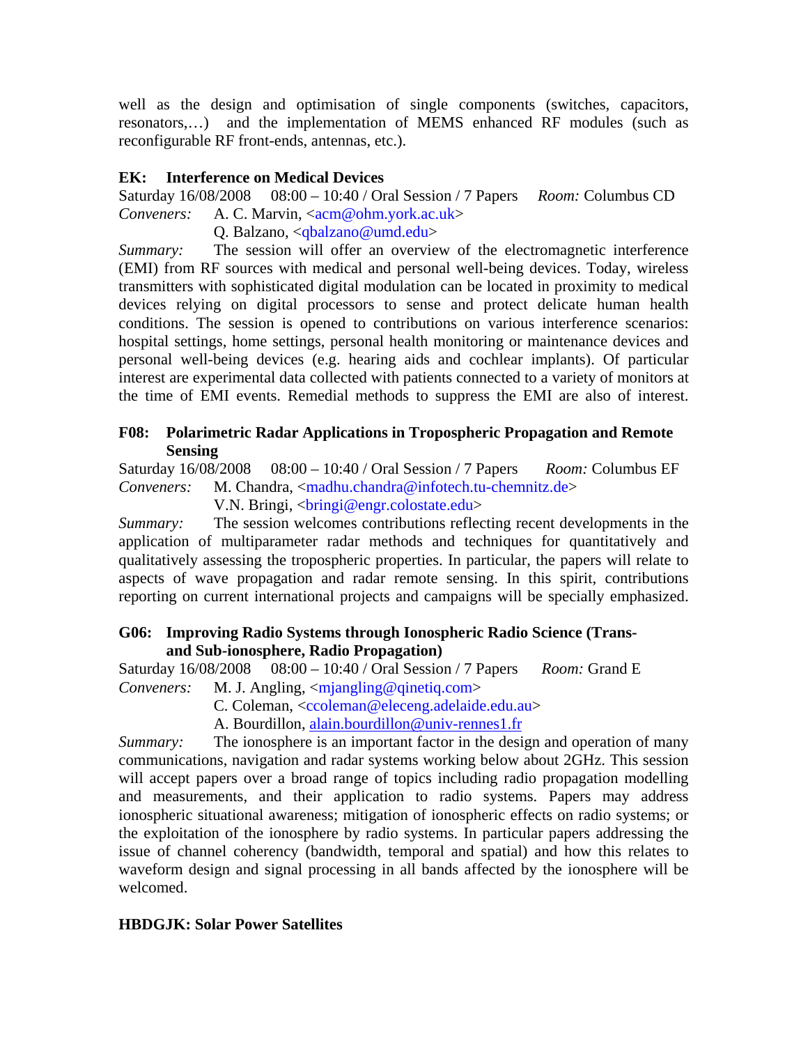well as the design and optimisation of single components (switches, capacitors, resonators,…) and the implementation of MEMS enhanced RF modules (such as reconfigurable RF front-ends, antennas, etc.).

**EK: Interference on Medical Devices**

Saturday 16/08/2008 08:00 – 10:40 / Oral Session / 7 Papers *Room:* Columbus CD

*Conveners:* A. C. Marvin, <acm@ohm.york.ac.uk>
Q. Balzano, <qbalzano@umd.edu>

*Summary:* The session will offer an overview of the electromagnetic interference (EMI) from RF sources with medical and personal well-being devices. Today, wireless transmitters with sophisticated digital modulation can be located in proximity to medical devices relying on digital processors to sense and protect delicate human health conditions. The session is opened to contributions on various interference scenarios: hospital settings, home settings, personal health monitoring or maintenance devices and personal well-being devices (e.g. hearing aids and cochlear implants). Of particular interest are experimental data collected with patients connected to a variety of monitors at the time of EMI events. Remedial methods to suppress the EMI are also of interest.

**F08: Polarimetric Radar Applications in Tropospheric Propagation and Remote Sensing**

Saturday 16/08/2008 08:00 – 10:40 / Oral Session / 7 Papers *Room:* Columbus EF

*Conveners:* M. Chandra, <madhu.chandra@infotech.tu-chemnitz.de>
V.N. Bringi, <bringi@engr.colostate.edu>

*Summary:* The session welcomes contributions reflecting recent developments in the application of multiparameter radar methods and techniques for quantitatively and qualitatively assessing the tropospheric properties. In particular, the papers will relate to aspects of wave propagation and radar remote sensing. In this spirit, contributions reporting on current international projects and campaigns will be specially emphasized.

**G06: Improving Radio Systems through Ionospheric Radio Science (Trans- and Sub-ionosphere, Radio Propagation)**

Saturday 16/08/2008 08:00 – 10:40 / Oral Session / 7 Papers *Room:* Grand E

*Conveners:* M. J. Angling, <mjangling@qinetiq.com>
C. Coleman, <ccoleman@eleceng.adelaide.edu.au>
A. Bourdillon, alain.bourdillon@univ-rennes1.fr

*Summary:* The ionosphere is an important factor in the design and operation of many communications, navigation and radar systems working below about 2GHz. This session will accept papers over a broad range of topics including radio propagation modelling and measurements, and their application to radio systems. Papers may address ionospheric situational awareness; mitigation of ionospheric effects on radio systems; or the exploitation of the ionosphere by radio systems. In particular papers addressing the issue of channel coherency (bandwidth, temporal and spatial) and how this relates to waveform design and signal processing in all bands affected by the ionosphere will be welcomed.

**HBDGJK: Solar Power Satellites**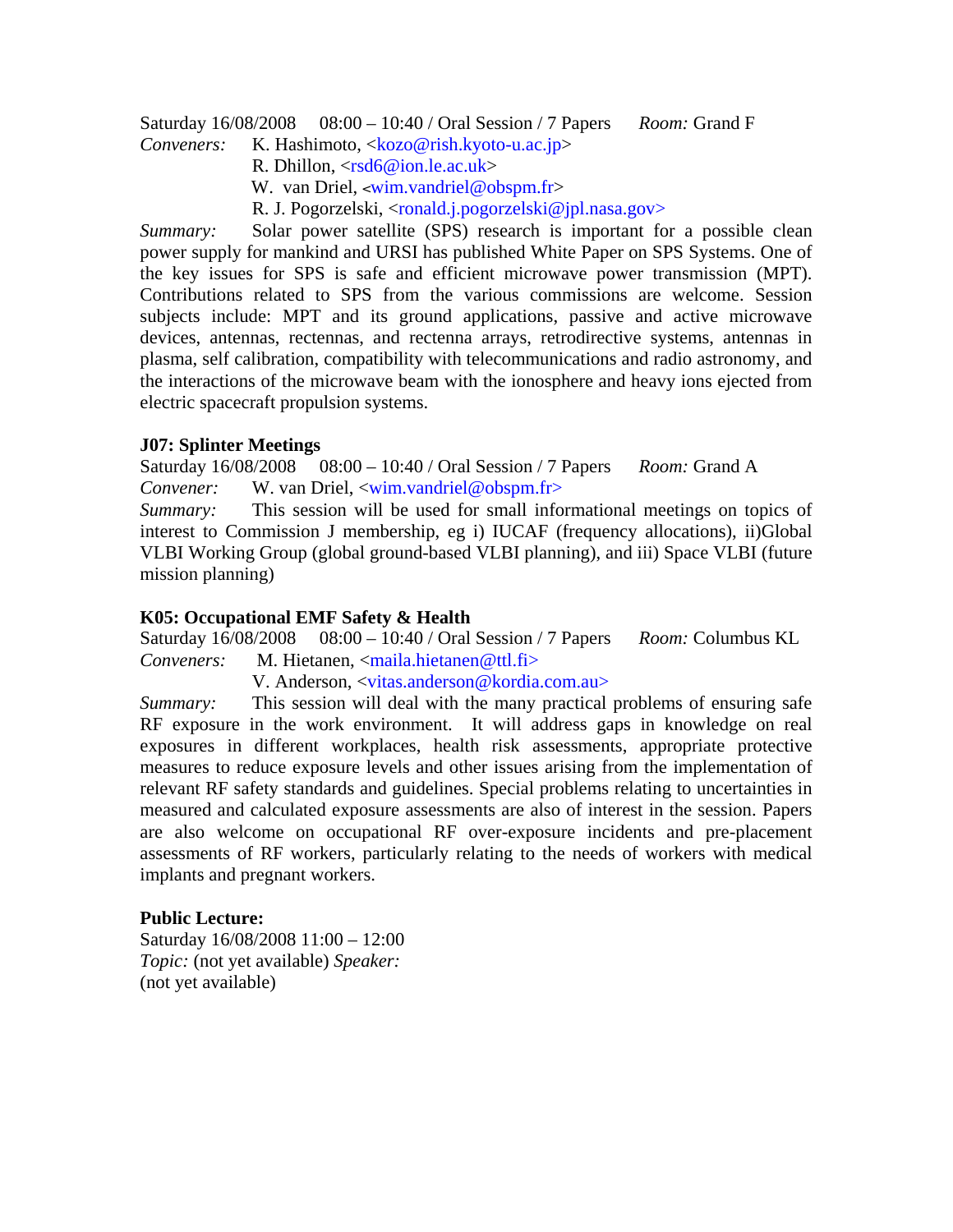Saturday 16/08/2008 08:00 – 10:40 / Oral Session / 7 Papers *Room:* Grand F

*Conveners:* K. Hashimoto, <kozo@rish.kyoto-u.ac.jp>
R. Dhillon, <rsd6@ion.le.ac.uk>
W. van Driel, <wim.vandriel@obspm.fr>
R. J. Pogorzelski, <ronald.j.pogorzelski@jpl.nasa.gov>

*Summary:* Solar power satellite (SPS) research is important for a possible clean power supply for mankind and URSI has published White Paper on SPS Systems. One of the key issues for SPS is safe and efficient microwave power transmission (MPT). Contributions related to SPS from the various commissions are welcome. Session subjects include: MPT and its ground applications, passive and active microwave devices, antennas, rectennas, and rectenna arrays, retrodirective systems, antennas in plasma, self calibration, compatibility with telecommunications and radio astronomy, and the interactions of the microwave beam with the ionosphere and heavy ions ejected from electric spacecraft propulsion systems.

**J07: Splinter Meetings**

Saturday 16/08/2008 08:00 – 10:40 / Oral Session / 7 Papers *Room:* Grand A

*Convener:* W. van Driel, <wim.vandriel@obspm.fr>

*Summary:* This session will be used for small informational meetings on topics of interest to Commission J membership, eg i) IUCAF (frequency allocations), ii)Global VLBI Working Group (global ground-based VLBI planning), and iii) Space VLBI (future mission planning)

**K05: Occupational EMF Safety & Health**

Saturday 16/08/2008 08:00 – 10:40 / Oral Session / 7 Papers *Room:* Columbus KL

*Conveners:* M. Hietanen, <maila.hietanen@ttl.fi>
V. Anderson, <vitas.anderson@kordia.com.au>

*Summary:* This session will deal with the many practical problems of ensuring safe RF exposure in the work environment. It will address gaps in knowledge on real exposures in different workplaces, health risk assessments, appropriate protective measures to reduce exposure levels and other issues arising from the implementation of relevant RF safety standards and guidelines. Special problems relating to uncertainties in measured and calculated exposure assessments are also of interest in the session. Papers are also welcome on occupational RF over-exposure incidents and pre-placement assessments of RF workers, particularly relating to the needs of workers with medical implants and pregnant workers.

**Public Lecture:**

Saturday 16/08/2008 11:00 – 12:00
*Topic:* (not yet available) *Speaker:* (not yet available)